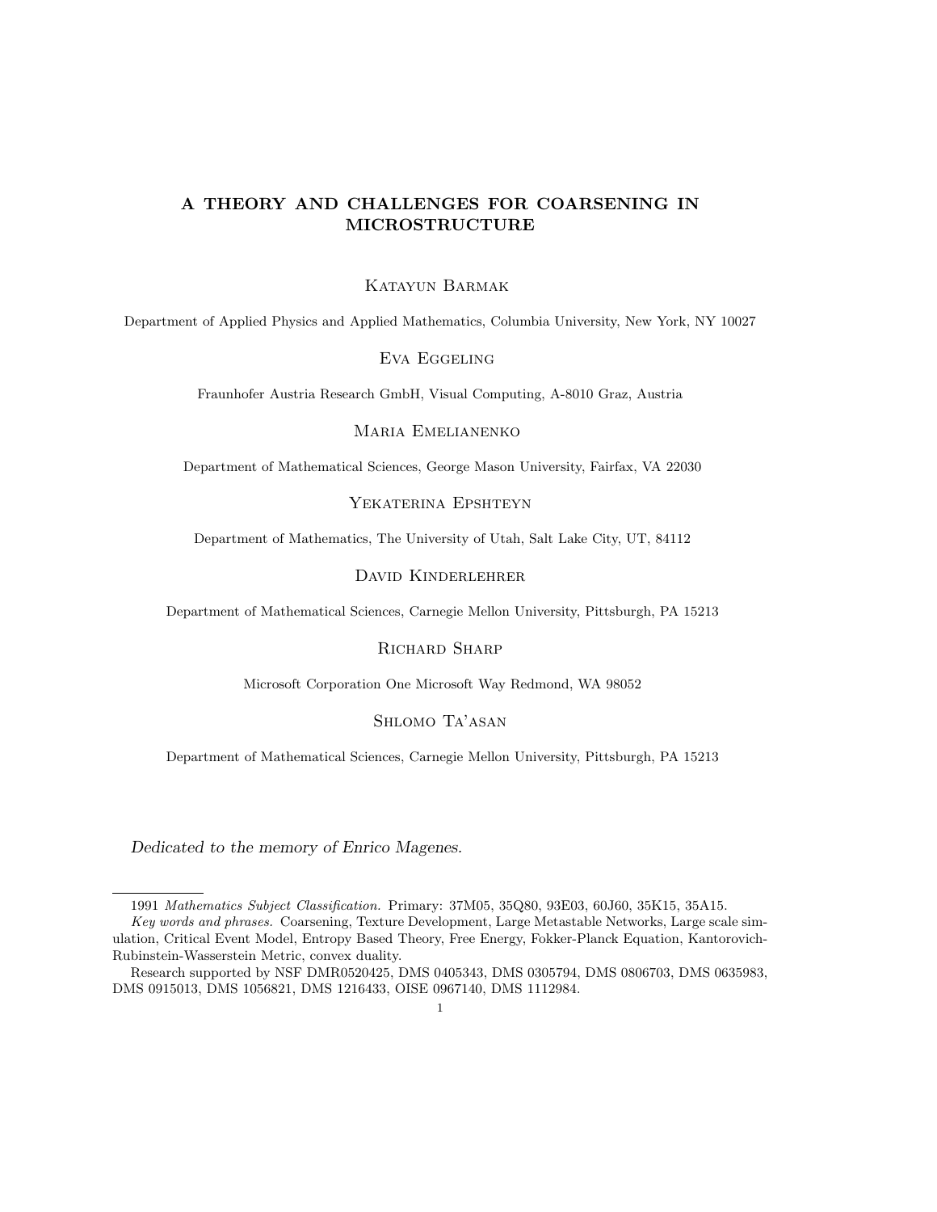# A THEORY AND CHALLENGES FOR COARSENING IN MICROSTRUCTURE

Katayun Barmak

Department of Applied Physics and Applied Mathematics, Columbia University, New York, NY 10027

Eva Eggeling

Fraunhofer Austria Research GmbH, Visual Computing, A-8010 Graz, Austria

Maria Emelianenko

Department of Mathematical Sciences, George Mason University, Fairfax, VA 22030

Yekaterina Epshteyn

Department of Mathematics, The University of Utah, Salt Lake City, UT, 84112

David Kinderlehrer

Department of Mathematical Sciences, Carnegie Mellon University, Pittsburgh, PA 15213

Richard Sharp

Microsoft Corporation One Microsoft Way Redmond, WA 98052

Shlomo Ta'asan

Department of Mathematical Sciences, Carnegie Mellon University, Pittsburgh, PA 15213

*Dedicated to the memory of Enrico Magenes.*

---

1991 *Mathematics Subject Classification.* Primary: 37M05, 35Q80, 93E03, 60J60, 35K15, 35A15.

*Key words and phrases.* Coarsening, Texture Development, Large Metastable Networks, Large scale simulation, Critical Event Model, Entropy Based Theory, Free Energy, Fokker-Planck Equation, Kantorovich-Rubinstein-Wasserstein Metric, convex duality.

Research supported by NSF DMR0520425, DMS 0405343, DMS 0305794, DMS 0806703, DMS 0635983, DMS 0915013, DMS 1056821, DMS 1216433, OISE 0967140, DMS 1112984.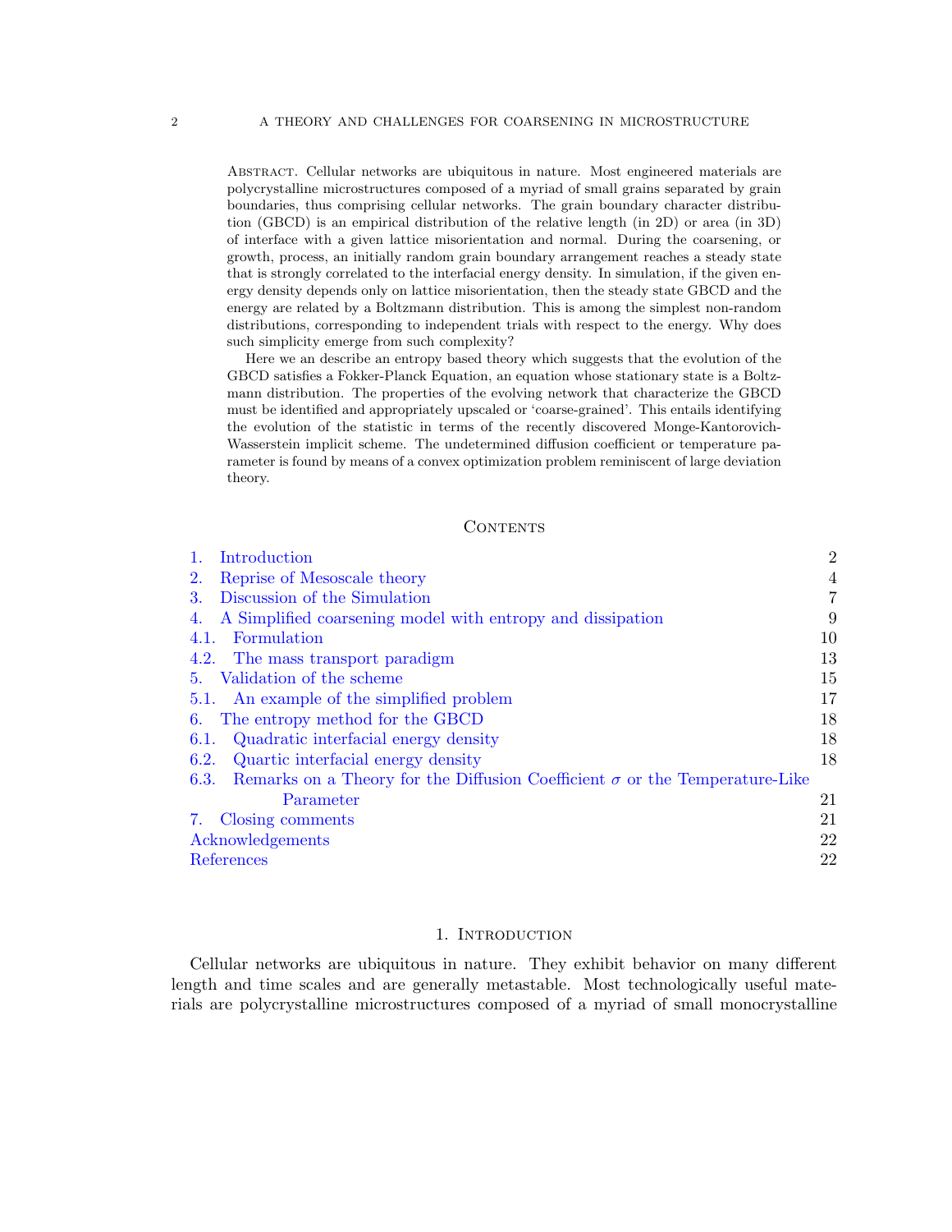**Abstract.** Cellular networks are ubiquitous in nature. Most engineered materials are polycrystalline microstructures composed of a myriad of small grains separated by grain boundaries, thus comprising cellular networks. The grain boundary character distribution (GBCD) is an empirical distribution of the relative length (in 2D) or area (in 3D) of interface with a given lattice misorientation and normal. During the coarsening, or growth, process, an initially random grain boundary arrangement reaches a steady state that is strongly correlated to the interfacial energy density. In simulation, if the given energy density depends only on lattice misorientation, then the steady state GBCD and the energy are related by a Boltzmann distribution. This is among the simplest non-random distributions, corresponding to independent trials with respect to the energy. Why does such simplicity emerge from such complexity?

Here we an describe an entropy based theory which suggests that the evolution of the GBCD satisfies a Fokker-Planck Equation, an equation whose stationary state is a Boltzmann distribution. The properties of the evolving network that characterize the GBCD must be identified and appropriately upscaled or 'coarse-grained'. This entails identifying the evolution of the statistic in terms of the recently discovered Monge-Kantorovich-Wasserstein implicit scheme. The undetermined diffusion coefficient or temperature parameter is found by means of a convex optimization problem reminiscent of large deviation theory.

## Contents

1. Introduction — 2
2. Reprise of Mesoscale theory — 4
3. Discussion of the Simulation — 7
4. A Simplified coarsening model with entropy and dissipation — 9
   - 4.1. Formulation — 10
   - 4.2. The mass transport paradigm — 13
5. Validation of the scheme — 15
   - 5.1. An example of the simplified problem — 17
6. The entropy method for the GBCD — 18
   - 6.1. Quadratic interfacial energy density — 18
   - 6.2. Quartic interfacial energy density — 18
   - 6.3. Remarks on a Theory for the Diffusion Coefficient $\sigma$ or the Temperature-Like Parameter — 21
7. Closing comments — 21

Acknowledgements — 22

References — 22

## 1. Introduction

Cellular networks are ubiquitous in nature. They exhibit behavior on many different length and time scales and are generally metastable. Most technologically useful materials are polycrystalline microstructures composed of a myriad of small monocrystalline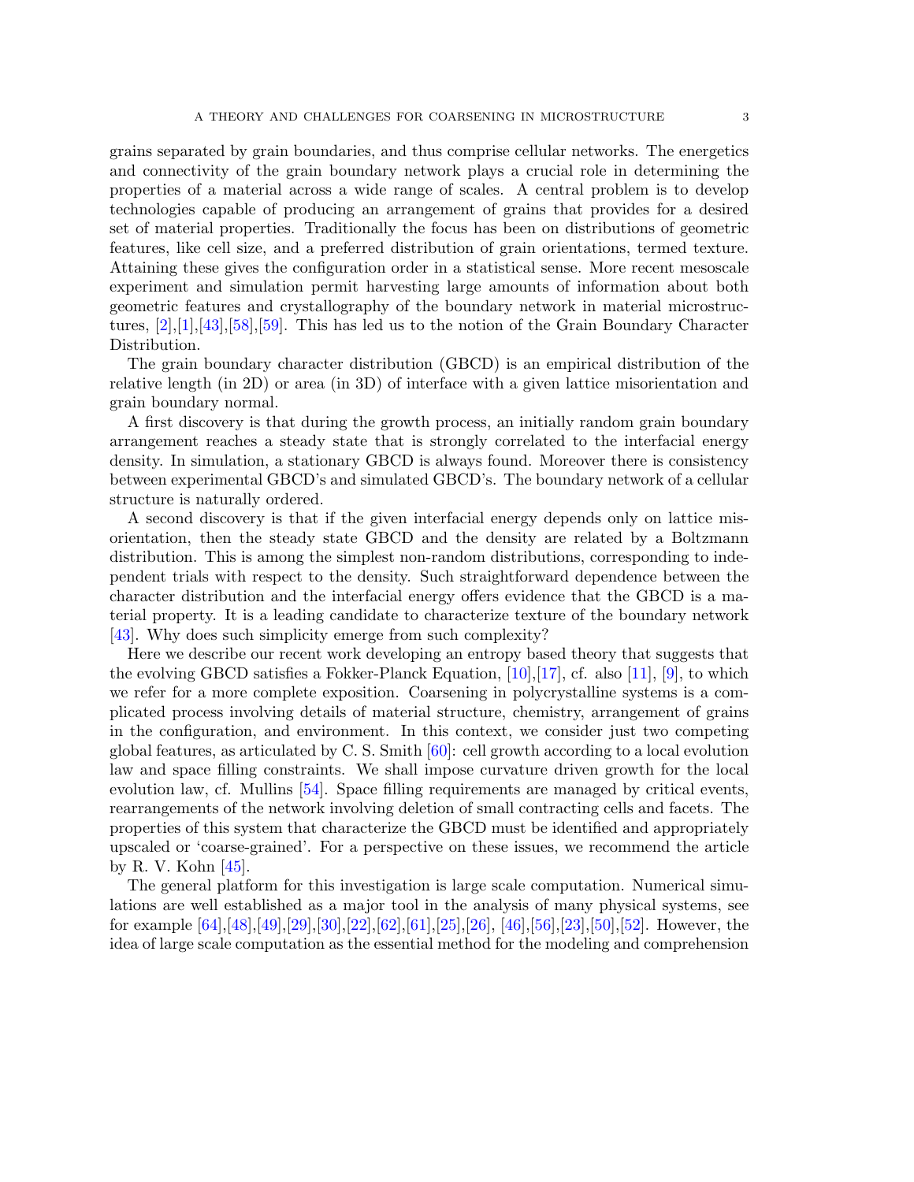grains separated by grain boundaries, and thus comprise cellular networks. The energetics and connectivity of the grain boundary network plays a crucial role in determining the properties of a material across a wide range of scales. A central problem is to develop technologies capable of producing an arrangement of grains that provides for a desired set of material properties. Traditionally the focus has been on distributions of geometric features, like cell size, and a preferred distribution of grain orientations, termed texture. Attaining these gives the configuration order in a statistical sense. More recent mesoscale experiment and simulation permit harvesting large amounts of information about both geometric features and crystallography of the boundary network in material microstructures, [2],[1],[43],[58],[59]. This has led us to the notion of the Grain Boundary Character Distribution.

The grain boundary character distribution (GBCD) is an empirical distribution of the relative length (in 2D) or area (in 3D) of interface with a given lattice misorientation and grain boundary normal.

A first discovery is that during the growth process, an initially random grain boundary arrangement reaches a steady state that is strongly correlated to the interfacial energy density. In simulation, a stationary GBCD is always found. Moreover there is consistency between experimental GBCD's and simulated GBCD's. The boundary network of a cellular structure is naturally ordered.

A second discovery is that if the given interfacial energy depends only on lattice misorientation, then the steady state GBCD and the density are related by a Boltzmann distribution. This is among the simplest non-random distributions, corresponding to independent trials with respect to the density. Such straightforward dependence between the character distribution and the interfacial energy offers evidence that the GBCD is a material property. It is a leading candidate to characterize texture of the boundary network [43]. Why does such simplicity emerge from such complexity?

Here we describe our recent work developing an entropy based theory that suggests that the evolving GBCD satisfies a Fokker-Planck Equation, [10],[17], cf. also [11], [9], to which we refer for a more complete exposition. Coarsening in polycrystalline systems is a complicated process involving details of material structure, chemistry, arrangement of grains in the configuration, and environment. In this context, we consider just two competing global features, as articulated by C. S. Smith [60]: cell growth according to a local evolution law and space filling constraints. We shall impose curvature driven growth for the local evolution law, cf. Mullins [54]. Space filling requirements are managed by critical events, rearrangements of the network involving deletion of small contracting cells and facets. The properties of this system that characterize the GBCD must be identified and appropriately upscaled or 'coarse-grained'. For a perspective on these issues, we recommend the article by R. V. Kohn [45].

The general platform for this investigation is large scale computation. Numerical simulations are well established as a major tool in the analysis of many physical systems, see for example [64],[48],[49],[29],[30],[22],[62],[61],[25],[26], [46],[56],[23],[50],[52]. However, the idea of large scale computation as the essential method for the modeling and comprehension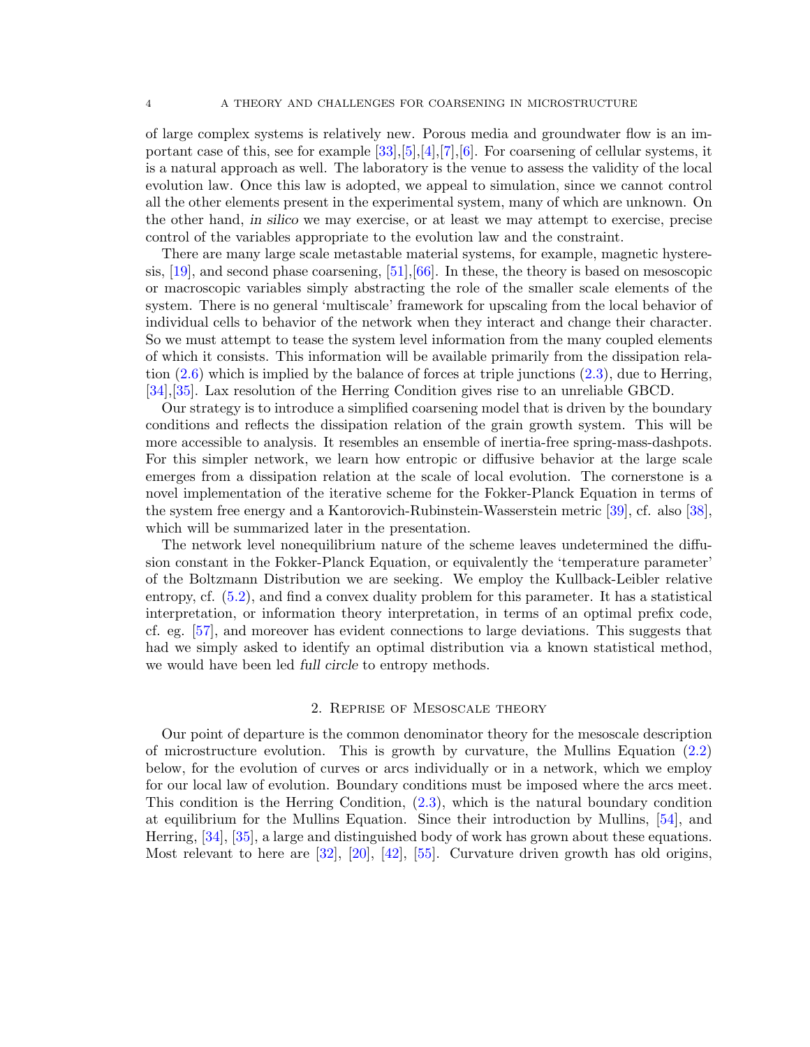of large complex systems is relatively new. Porous media and groundwater flow is an important case of this, see for example [33],[5],[4],[7],[6]. For coarsening of cellular systems, it is a natural approach as well. The laboratory is the venue to assess the validity of the local evolution law. Once this law is adopted, we appeal to simulation, since we cannot control all the other elements present in the experimental system, many of which are unknown. On the other hand, *in silico* we may exercise, or at least we may attempt to exercise, precise control of the variables appropriate to the evolution law and the constraint.

There are many large scale metastable material systems, for example, magnetic hysteresis, [19], and second phase coarsening, [51],[66]. In these, the theory is based on mesoscopic or macroscopic variables simply abstracting the role of the smaller scale elements of the system. There is no general 'multiscale' framework for upscaling from the local behavior of individual cells to behavior of the network when they interact and change their character. So we must attempt to tease the system level information from the many coupled elements of which it consists. This information will be available primarily from the dissipation relation (2.6) which is implied by the balance of forces at triple junctions (2.3), due to Herring, [34],[35]. Lax resolution of the Herring Condition gives rise to an unreliable GBCD.

Our strategy is to introduce a simplified coarsening model that is driven by the boundary conditions and reflects the dissipation relation of the grain growth system. This will be more accessible to analysis. It resembles an ensemble of inertia-free spring-mass-dashpots. For this simpler network, we learn how entropic or diffusive behavior at the large scale emerges from a dissipation relation at the scale of local evolution. The cornerstone is a novel implementation of the iterative scheme for the Fokker-Planck Equation in terms of the system free energy and a Kantorovich-Rubinstein-Wasserstein metric [39], cf. also [38], which will be summarized later in the presentation.

The network level nonequilibrium nature of the scheme leaves undetermined the diffusion constant in the Fokker-Planck Equation, or equivalently the 'temperature parameter' of the Boltzmann Distribution we are seeking. We employ the Kullback-Leibler relative entropy, cf. (5.2), and find a convex duality problem for this parameter. It has a statistical interpretation, or information theory interpretation, in terms of an optimal prefix code, cf. eg. [57], and moreover has evident connections to large deviations. This suggests that had we simply asked to identify an optimal distribution via a known statistical method, we would have been led *full circle* to entropy methods.

## 2. Reprise of Mesoscale theory

Our point of departure is the common denominator theory for the mesoscale description of microstructure evolution. This is growth by curvature, the Mullins Equation (2.2) below, for the evolution of curves or arcs individually or in a network, which we employ for our local law of evolution. Boundary conditions must be imposed where the arcs meet. This condition is the Herring Condition, (2.3), which is the natural boundary condition at equilibrium for the Mullins Equation. Since their introduction by Mullins, [54], and Herring, [34], [35], a large and distinguished body of work has grown about these equations. Most relevant to here are [32], [20], [42], [55]. Curvature driven growth has old origins,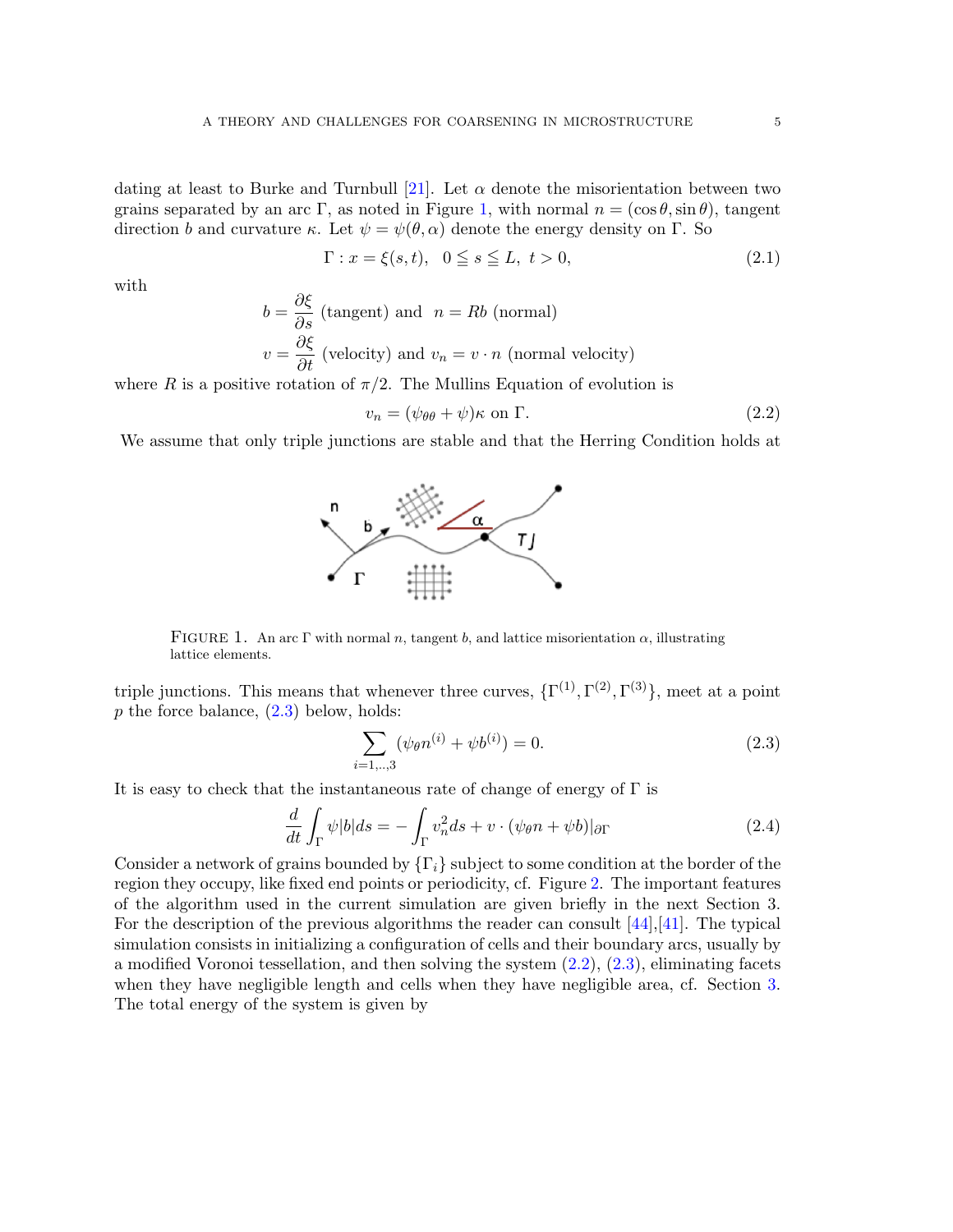dating at least to Burke and Turnbull [21]. Let $\alpha$ denote the misorientation between two grains separated by an arc $\Gamma$, as noted in Figure 1, with normal $n = (\cos\theta, \sin\theta)$, tangent direction $b$ and curvature $\kappa$. Let $\psi = \psi(\theta, \alpha)$ denote the energy density on $\Gamma$. So

$$\Gamma : x = \xi(s,t), \quad 0 \leqq s \leqq L, \; t > 0, \tag{2.1}$$

with

$$b = \frac{\partial \xi}{\partial s} \text{ (tangent) and } \; n = Rb \text{ (normal)}$$

$$v = \frac{\partial \xi}{\partial t} \text{ (velocity) and } v_n = v \cdot n \text{ (normal velocity)}$$

where $R$ is a positive rotation of $\pi/2$. The Mullins Equation of evolution is

$$v_n = (\psi_{\theta\theta} + \psi)\kappa \text{ on } \Gamma. \tag{2.2}$$

We assume that only triple junctions are stable and that the Herring Condition holds at

n
b
α
TJ
Γ

FIGURE 1. An arc $\Gamma$ with normal $n$, tangent $b$, and lattice misorientation $\alpha$, illustrating lattice elements.

triple junctions. This means that whenever three curves, $\{\Gamma^{(1)}, \Gamma^{(2)}, \Gamma^{(3)}\}$, meet at a point $p$ the force balance, (2.3) below, holds:

$$\sum_{i=1,..,3} (\psi_\theta n^{(i)} + \psi b^{(i)}) = 0. \tag{2.3}$$

It is easy to check that the instantaneous rate of change of energy of $\Gamma$ is

$$\frac{d}{dt} \int_\Gamma \psi |b| ds = -\int_\Gamma v_n^2 ds + v \cdot (\psi_\theta n + \psi b)|_{\partial\Gamma} \tag{2.4}$$

Consider a network of grains bounded by $\{\Gamma_i\}$ subject to some condition at the border of the region they occupy, like fixed end points or periodicity, cf. Figure 2. The important features of the algorithm used in the current simulation are given briefly in the next Section 3. For the description of the previous algorithms the reader can consult [44],[41]. The typical simulation consists in initializing a configuration of cells and their boundary arcs, usually by a modified Voronoi tessellation, and then solving the system (2.2), (2.3), eliminating facets when they have negligible length and cells when they have negligible area, cf. Section 3. The total energy of the system is given by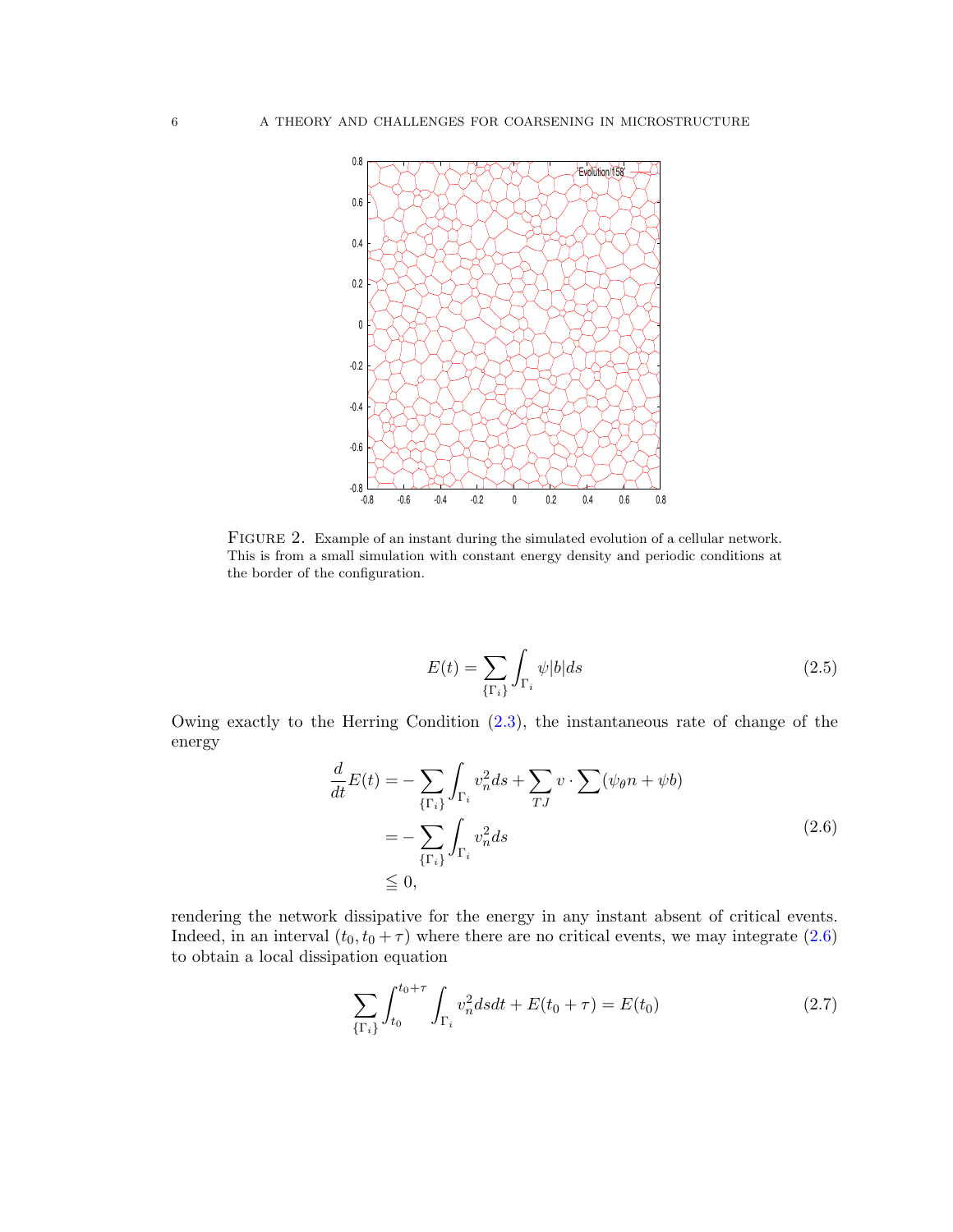0.8
0.6
0.4
0.2
0
-0.2
-0.4
-0.6
-0.8
-0.8 -0.6 -0.4 -0.2 0 0.2 0.4 0.6 0.8
'Evolution/158'

FIGURE 2. Example of an instant during the simulated evolution of a cellular network. This is from a small simulation with constant energy density and periodic conditions at the border of the configuration.

$$E(t) = \sum_{\{\Gamma_i\}} \int_{\Gamma_i} \psi |b| ds \tag{2.5}$$

Owing exactly to the Herring Condition (2.3), the instantaneous rate of change of the energy

$$\begin{aligned} \frac{d}{dt} E(t) &= - \sum_{\{\Gamma_i\}} \int_{\Gamma_i} v_n^2 ds + \sum_{TJ} v \cdot \sum (\psi_\theta n + \psi b) \\ &= - \sum_{\{\Gamma_i\}} \int_{\Gamma_i} v_n^2 ds \\ &\leqq 0, \end{aligned} \tag{2.6}$$

rendering the network dissipative for the energy in any instant absent of critical events. Indeed, in an interval $(t_0, t_0 + \tau)$ where there are no critical events, we may integrate (2.6) to obtain a local dissipation equation

$$\sum_{\{\Gamma_i\}} \int_{t_0}^{t_0+\tau} \int_{\Gamma_i} v_n^2 ds dt + E(t_0 + \tau) = E(t_0) \tag{2.7}$$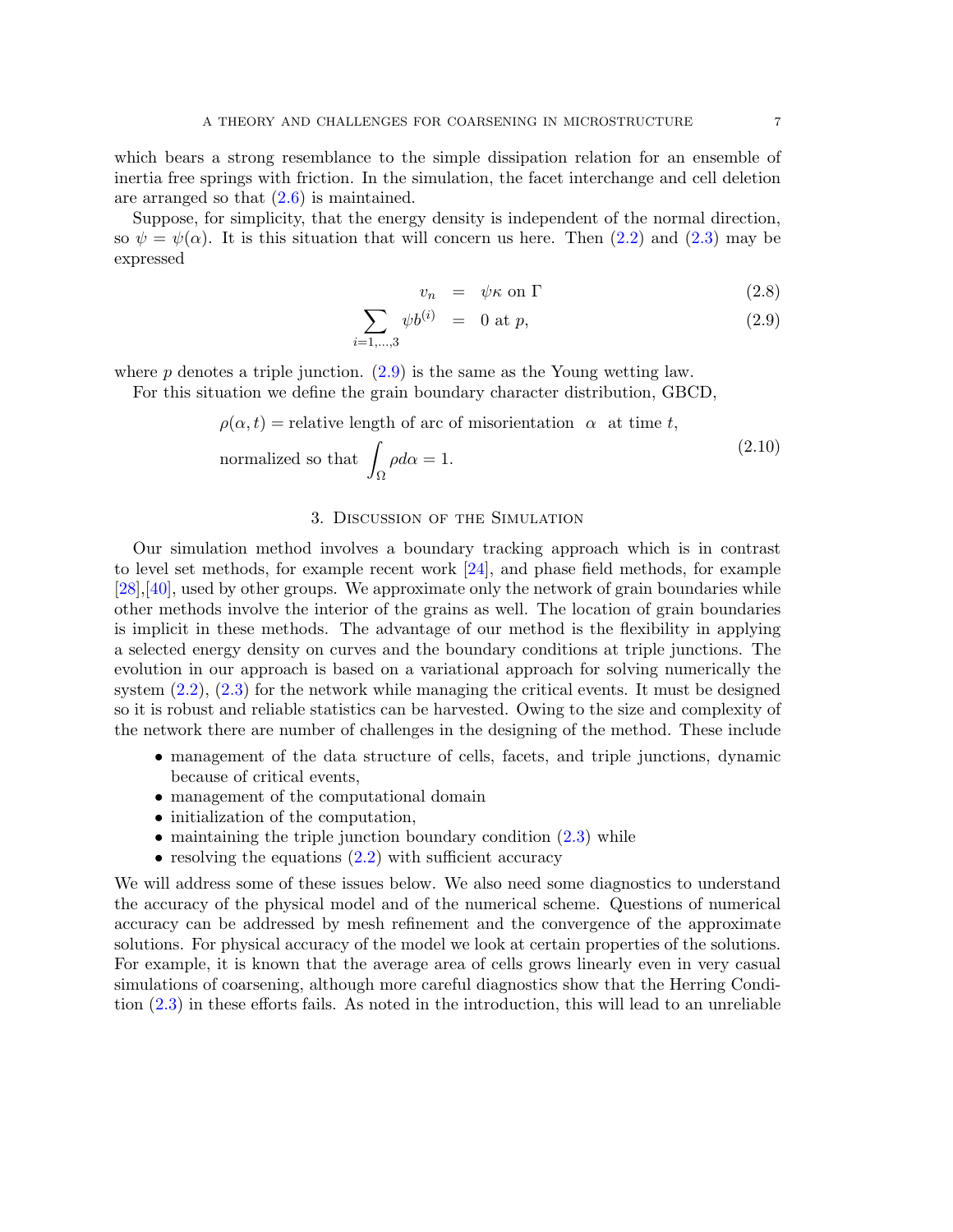which bears a strong resemblance to the simple dissipation relation for an ensemble of inertia free springs with friction. In the simulation, the facet interchange and cell deletion are arranged so that (2.6) is maintained.

Suppose, for simplicity, that the energy density is independent of the normal direction, so $\psi = \psi(\alpha)$. It is this situation that will concern us here. Then (2.2) and (2.3) may be expressed

$$
\begin{aligned}
v_n &= \psi\kappa \text{ on } \Gamma && (2.8)\\
\sum_{i=1,\ldots,3} \psi b^{(i)} &= 0 \text{ at } p, && (2.9)
\end{aligned}
$$

where $p$ denotes a triple junction. (2.9) is the same as the Young wetting law.

For this situation we define the grain boundary character distribution, GBCD,

$$
\begin{aligned}
&\rho(\alpha, t) = \text{relative length of arc of misorientation } \alpha \text{ at time } t,\\
&\text{normalized so that } \int_\Omega \rho d\alpha = 1.
\end{aligned}
\tag{2.10}
$$

## 3. Discussion of the Simulation

Our simulation method involves a boundary tracking approach which is in contrast to level set methods, for example recent work [24], and phase field methods, for example [28],[40], used by other groups. We approximate only the network of grain boundaries while other methods involve the interior of the grains as well. The location of grain boundaries is implicit in these methods. The advantage of our method is the flexibility in applying a selected energy density on curves and the boundary conditions at triple junctions. The evolution in our approach is based on a variational approach for solving numerically the system (2.2), (2.3) for the network while managing the critical events. It must be designed so it is robust and reliable statistics can be harvested. Owing to the size and complexity of the network there are number of challenges in the designing of the method. These include

- management of the data structure of cells, facets, and triple junctions, dynamic because of critical events,
- management of the computational domain
- initialization of the computation,
- maintaining the triple junction boundary condition (2.3) while
- resolving the equations (2.2) with sufficient accuracy

We will address some of these issues below. We also need some diagnostics to understand the accuracy of the physical model and of the numerical scheme. Questions of numerical accuracy can be addressed by mesh refinement and the convergence of the approximate solutions. For physical accuracy of the model we look at certain properties of the solutions. For example, it is known that the average area of cells grows linearly even in very casual simulations of coarsening, although more careful diagnostics show that the Herring Condition (2.3) in these efforts fails. As noted in the introduction, this will lead to an unreliable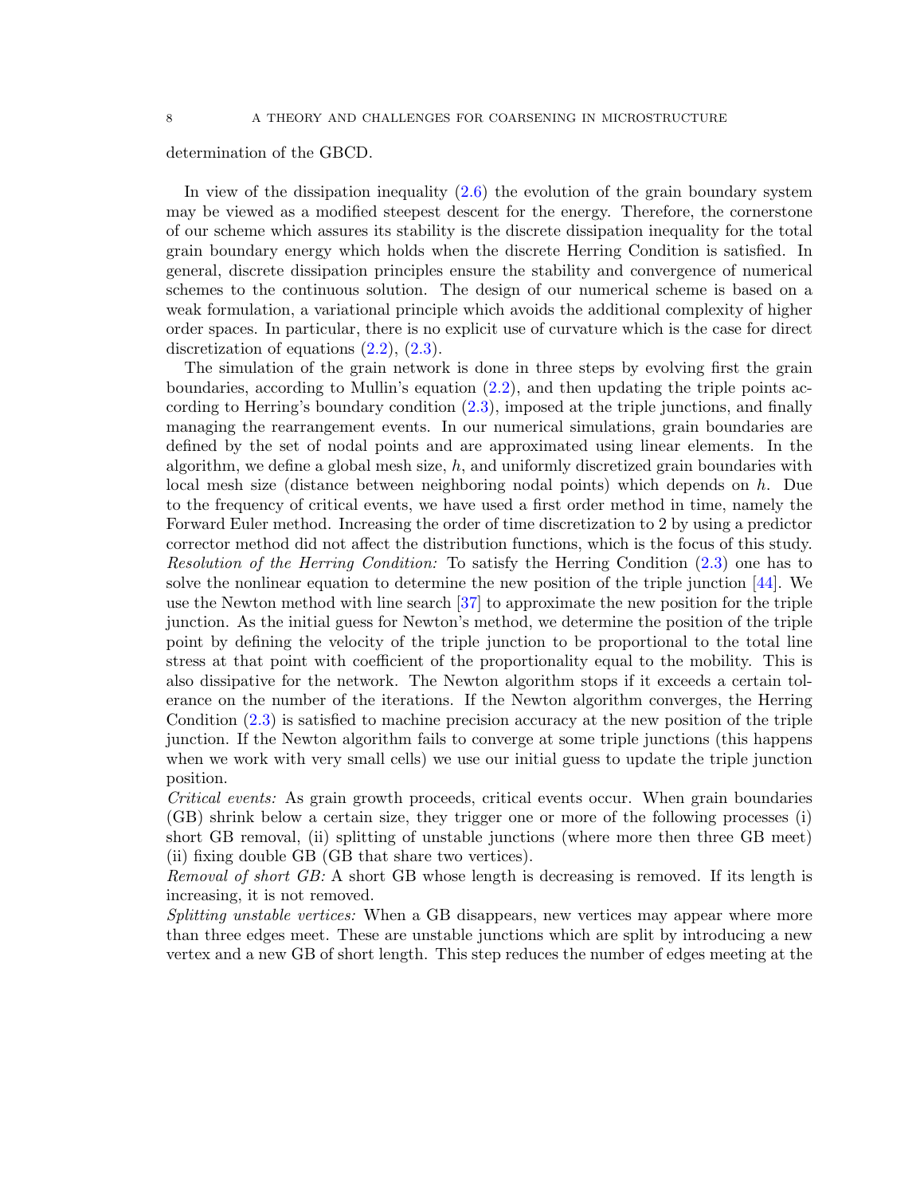determination of the GBCD.

In view of the dissipation inequality (2.6) the evolution of the grain boundary system may be viewed as a modified steepest descent for the energy. Therefore, the cornerstone of our scheme which assures its stability is the discrete dissipation inequality for the total grain boundary energy which holds when the discrete Herring Condition is satisfied. In general, discrete dissipation principles ensure the stability and convergence of numerical schemes to the continuous solution. The design of our numerical scheme is based on a weak formulation, a variational principle which avoids the additional complexity of higher order spaces. In particular, there is no explicit use of curvature which is the case for direct discretization of equations (2.2), (2.3).

The simulation of the grain network is done in three steps by evolving first the grain boundaries, according to Mullin's equation (2.2), and then updating the triple points according to Herring's boundary condition (2.3), imposed at the triple junctions, and finally managing the rearrangement events. In our numerical simulations, grain boundaries are defined by the set of nodal points and are approximated using linear elements. In the algorithm, we define a global mesh size, $h$, and uniformly discretized grain boundaries with local mesh size (distance between neighboring nodal points) which depends on $h$. Due to the frequency of critical events, we have used a first order method in time, namely the Forward Euler method. Increasing the order of time discretization to 2 by using a predictor corrector method did not affect the distribution functions, which is the focus of this study.

*Resolution of the Herring Condition:* To satisfy the Herring Condition (2.3) one has to solve the nonlinear equation to determine the new position of the triple junction [44]. We use the Newton method with line search [37] to approximate the new position for the triple junction. As the initial guess for Newton's method, we determine the position of the triple point by defining the velocity of the triple junction to be proportional to the total line stress at that point with coefficient of the proportionality equal to the mobility. This is also dissipative for the network. The Newton algorithm stops if it exceeds a certain tolerance on the number of the iterations. If the Newton algorithm converges, the Herring Condition (2.3) is satisfied to machine precision accuracy at the new position of the triple junction. If the Newton algorithm fails to converge at some triple junctions (this happens when we work with very small cells) we use our initial guess to update the triple junction position.

*Critical events:* As grain growth proceeds, critical events occur. When grain boundaries (GB) shrink below a certain size, they trigger one or more of the following processes (i) short GB removal, (ii) splitting of unstable junctions (where more then three GB meet) (ii) fixing double GB (GB that share two vertices).

*Removal of short GB:* A short GB whose length is decreasing is removed. If its length is increasing, it is not removed.

*Splitting unstable vertices:* When a GB disappears, new vertices may appear where more than three edges meet. These are unstable junctions which are split by introducing a new vertex and a new GB of short length. This step reduces the number of edges meeting at the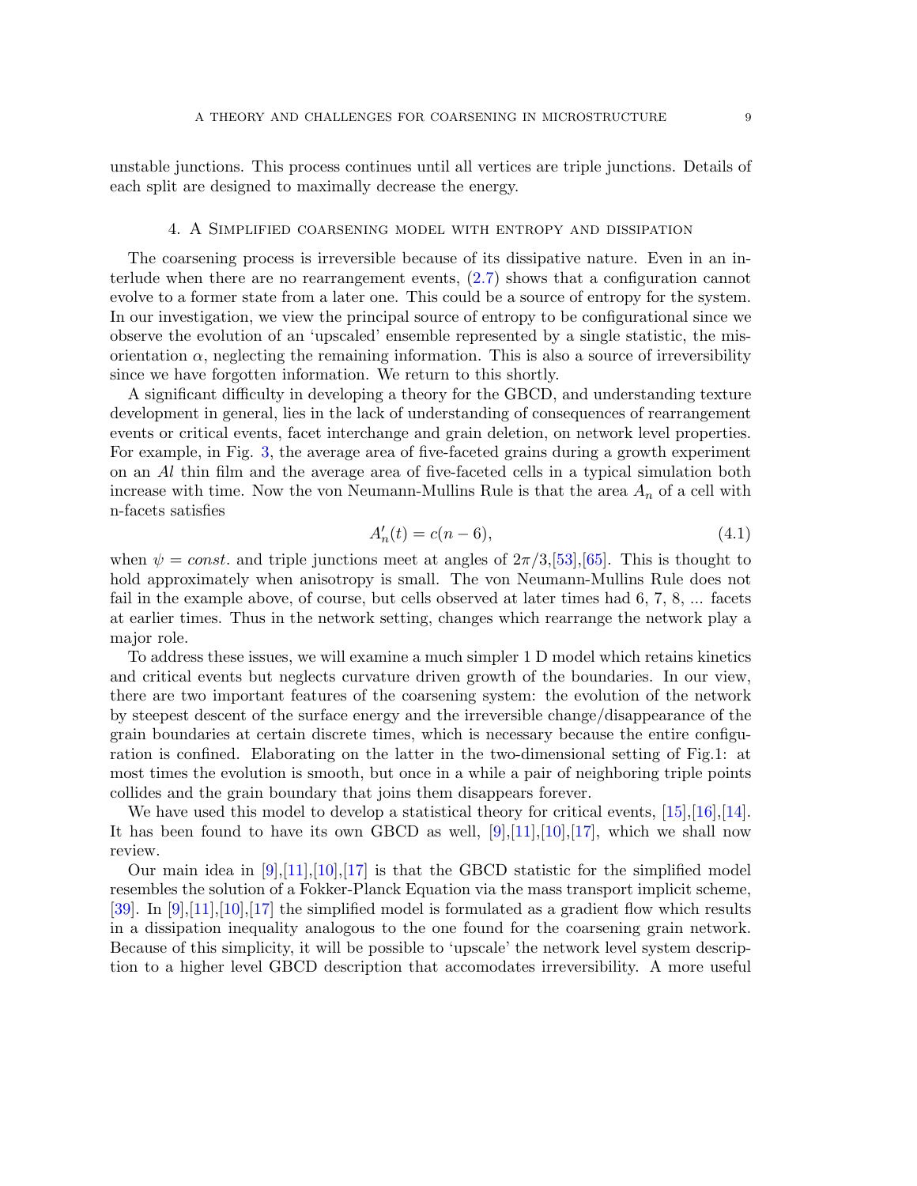unstable junctions. This process continues until all vertices are triple junctions. Details of each split are designed to maximally decrease the energy.

## 4. A Simplified coarsening model with entropy and dissipation

The coarsening process is irreversible because of its dissipative nature. Even in an interlude when there are no rearrangement events, (2.7) shows that a configuration cannot evolve to a former state from a later one. This could be a source of entropy for the system. In our investigation, we view the principal source of entropy to be configurational since we observe the evolution of an 'upscaled' ensemble represented by a single statistic, the misorientation $\alpha$, neglecting the remaining information. This is also a source of irreversibility since we have forgotten information. We return to this shortly.

A significant difficulty in developing a theory for the GBCD, and understanding texture development in general, lies in the lack of understanding of consequences of rearrangement events or critical events, facet interchange and grain deletion, on network level properties. For example, in Fig. 3, the average area of five-faceted grains during a growth experiment on an *Al* thin film and the average area of five-faceted cells in a typical simulation both increase with time. Now the von Neumann-Mullins Rule is that the area $A_n$ of a cell with n-facets satisfies

$$A_n'(t) = c(n-6), \tag{4.1}$$

when $\psi = const.$ and triple junctions meet at angles of $2\pi/3$,[53],[65]. This is thought to hold approximately when anisotropy is small. The von Neumann-Mullins Rule does not fail in the example above, of course, but cells observed at later times had 6, 7, 8, ... facets at earlier times. Thus in the network setting, changes which rearrange the network play a major role.

To address these issues, we will examine a much simpler 1 D model which retains kinetics and critical events but neglects curvature driven growth of the boundaries. In our view, there are two important features of the coarsening system: the evolution of the network by steepest descent of the surface energy and the irreversible change/disappearance of the grain boundaries at certain discrete times, which is necessary because the entire configuration is confined. Elaborating on the latter in the two-dimensional setting of Fig.1: at most times the evolution is smooth, but once in a while a pair of neighboring triple points collides and the grain boundary that joins them disappears forever.

We have used this model to develop a statistical theory for critical events, [15],[16],[14]. It has been found to have its own GBCD as well, [9],[11],[10],[17], which we shall now review.

Our main idea in [9],[11],[10],[17] is that the GBCD statistic for the simplified model resembles the solution of a Fokker-Planck Equation via the mass transport implicit scheme, [39]. In [9],[11],[10],[17] the simplified model is formulated as a gradient flow which results in a dissipation inequality analogous to the one found for the coarsening grain network. Because of this simplicity, it will be possible to 'upscale' the network level system description to a higher level GBCD description that accomodates irreversibility. A more useful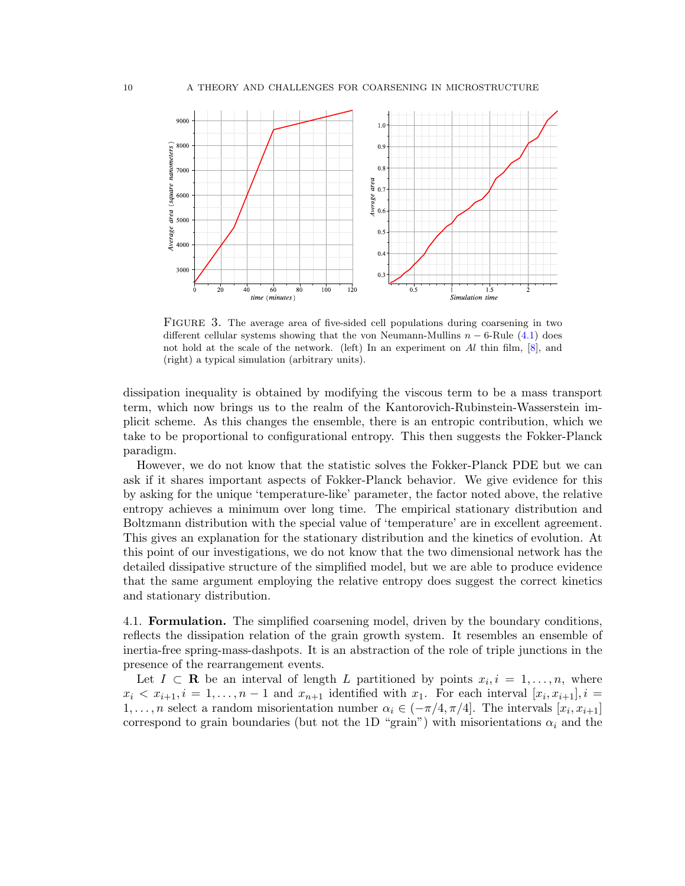9000
8000
7000
6000
5000
4000
3000
Average area (square nanometers)
0 20 40 60 80 100 120
time (minutes)

1.0
0.9
0.8
0.7
0.6
0.5
0.4
0.3
Average area
0.5 1 1.5 2
Simulation time

FIGURE 3. The average area of five-sided cell populations during coarsening in two different cellular systems showing that the von Neumann-Mullins $n-6$-Rule (4.1) does not hold at the scale of the network. (left) In an experiment on *Al* thin film, [8], and (right) a typical simulation (arbitrary units).

dissipation inequality is obtained by modifying the viscous term to be a mass transport term, which now brings us to the realm of the Kantorovich-Rubinstein-Wasserstein implicit scheme. As this changes the ensemble, there is an entropic contribution, which we take to be proportional to configurational entropy. This then suggests the Fokker-Planck paradigm.

However, we do not know that the statistic solves the Fokker-Planck PDE but we can ask if it shares important aspects of Fokker-Planck behavior. We give evidence for this by asking for the unique 'temperature-like' parameter, the factor noted above, the relative entropy achieves a minimum over long time. The empirical stationary distribution and Boltzmann distribution with the special value of 'temperature' are in excellent agreement. This gives an explanation for the stationary distribution and the kinetics of evolution. At this point of our investigations, we do not know that the two dimensional network has the detailed dissipative structure of the simplified model, but we are able to produce evidence that the same argument employing the relative entropy does suggest the correct kinetics and stationary distribution.

4.1. **Formulation.** The simplified coarsening model, driven by the boundary conditions, reflects the dissipation relation of the grain growth system. It resembles an ensemble of inertia-free spring-mass-dashpots. It is an abstraction of the role of triple junctions in the presence of the rearrangement events.

Let $I \subset \mathbf{R}$ be an interval of length $L$ partitioned by points $x_i, i = 1, \ldots, n$, where $x_i < x_{i+1}, i = 1, \ldots, n-1$ and $x_{n+1}$ identified with $x_1$. For each interval $[x_i, x_{i+1}], i = 1, \ldots, n$ select a random misorientation number $\alpha_i \in (-\pi/4, \pi/4]$. The intervals $[x_i, x_{i+1}]$ correspond to grain boundaries (but not the 1D "grain") with misorientations $\alpha_i$ and the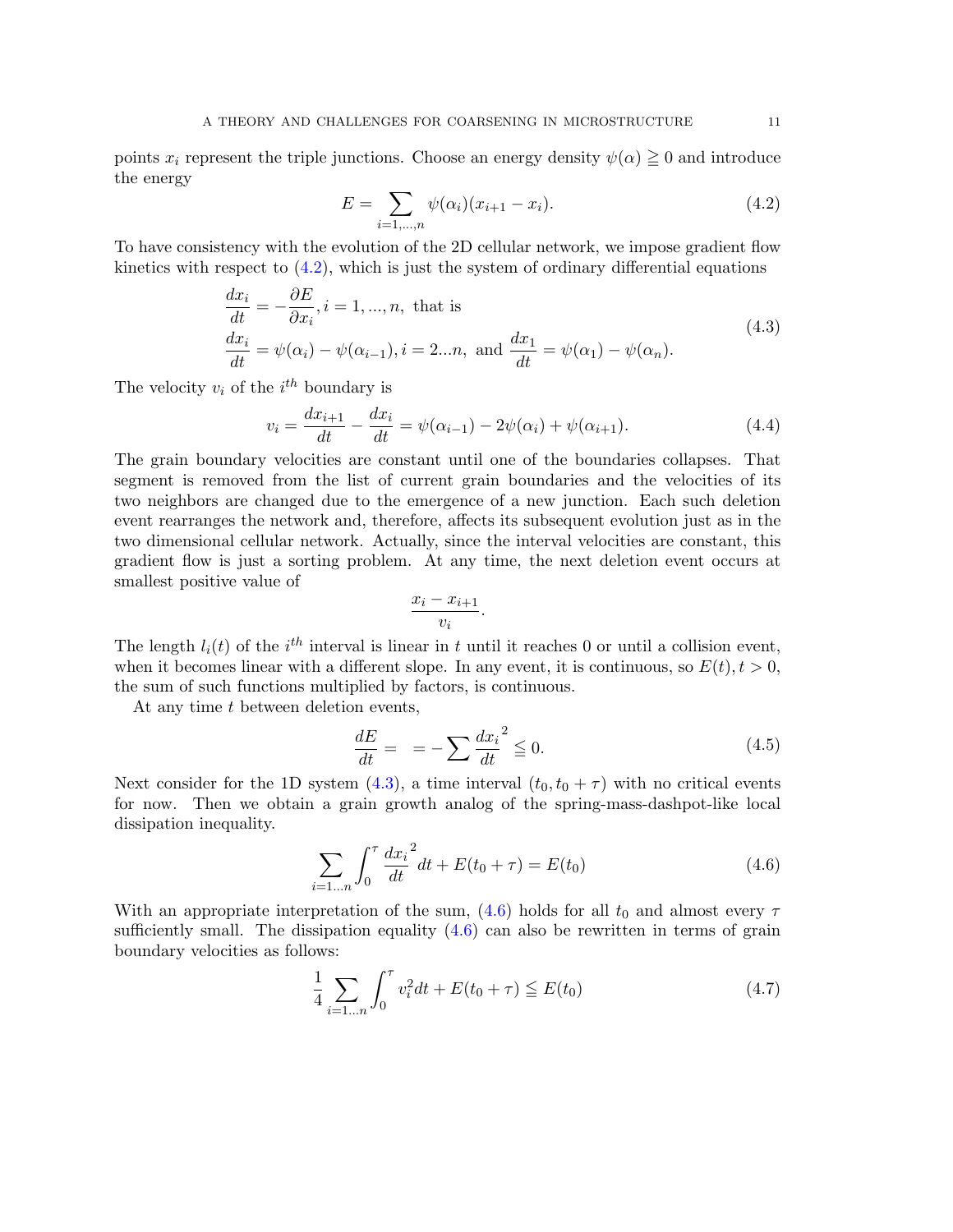points $x_i$ represent the triple junctions. Choose an energy density $\psi(\alpha) \geqq 0$ and introduce the energy

$$E = \sum_{i=1,\dots,n} \psi(\alpha_i)(x_{i+1} - x_i). \tag{4.2}$$

To have consistency with the evolution of the 2D cellular network, we impose gradient flow kinetics with respect to (4.2), which is just the system of ordinary differential equations

$$\begin{aligned} &\frac{dx_i}{dt} = -\frac{\partial E}{\partial x_i}, i = 1, ..., n, \text{ that is} \\ &\frac{dx_i}{dt} = \psi(\alpha_i) - \psi(\alpha_{i-1}), i = 2...n, \text{ and } \frac{dx_1}{dt} = \psi(\alpha_1) - \psi(\alpha_n). \end{aligned} \tag{4.3}$$

The velocity $v_i$ of the $i^{th}$ boundary is

$$v_i = \frac{dx_{i+1}}{dt} - \frac{dx_i}{dt} = \psi(\alpha_{i-1}) - 2\psi(\alpha_i) + \psi(\alpha_{i+1}). \tag{4.4}$$

The grain boundary velocities are constant until one of the boundaries collapses. That segment is removed from the list of current grain boundaries and the velocities of its two neighbors are changed due to the emergence of a new junction. Each such deletion event rearranges the network and, therefore, affects its subsequent evolution just as in the two dimensional cellular network. Actually, since the interval velocities are constant, this gradient flow is just a sorting problem. At any time, the next deletion event occurs at smallest positive value of

$$\frac{x_i - x_{i+1}}{v_i}.$$

The length $l_i(t)$ of the $i^{th}$ interval is linear in $t$ until it reaches 0 or until a collision event, when it becomes linear with a different slope. In any event, it is continuous, so $E(t), t > 0$, the sum of such functions multiplied by factors, is continuous.

At any time $t$ between deletion events,

$$\frac{dE}{dt} = \; = -\sum \frac{dx_i}{dt}^2 \leqq 0. \tag{4.5}$$

Next consider for the 1D system (4.3), a time interval $(t_0, t_0 + \tau)$ with no critical events for now. Then we obtain a grain growth analog of the spring-mass-dashpot-like local dissipation inequality.

$$\sum_{i=1...n} \int_0^\tau \frac{dx_i}{dt}^2 dt + E(t_0 + \tau) = E(t_0) \tag{4.6}$$

With an appropriate interpretation of the sum, (4.6) holds for all $t_0$ and almost every $\tau$ sufficiently small. The dissipation equality (4.6) can also be rewritten in terms of grain boundary velocities as follows:

$$\frac{1}{4} \sum_{i=1...n} \int_0^\tau v_i^2 dt + E(t_0 + \tau) \leqq E(t_0) \tag{4.7}$$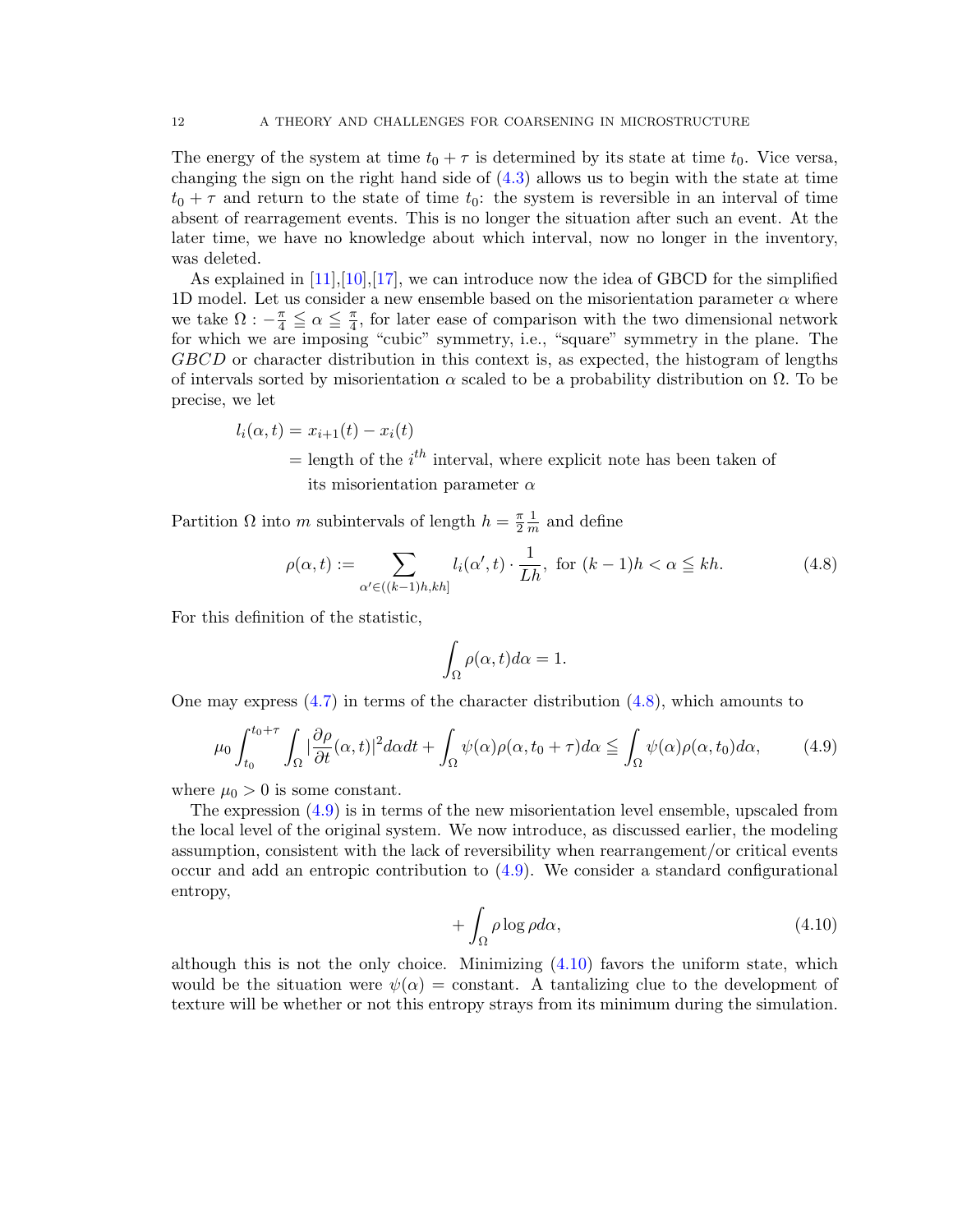The energy of the system at time $t_0 + \tau$ is determined by its state at time $t_0$. Vice versa, changing the sign on the right hand side of (4.3) allows us to begin with the state at time $t_0 + \tau$ and return to the state of time $t_0$: the system is reversible in an interval of time absent of rearragement events. This is no longer the situation after such an event. At the later time, we have no knowledge about which interval, now no longer in the inventory, was deleted.

As explained in [11],[10],[17], we can introduce now the idea of GBCD for the simplified 1D model. Let us consider a new ensemble based on the misorientation parameter $\alpha$ where we take $\Omega : -\frac{\pi}{4} \leqq \alpha \leqq \frac{\pi}{4}$, for later ease of comparison with the two dimensional network for which we are imposing "cubic" symmetry, i.e., "square" symmetry in the plane. The $GBCD$ or character distribution in this context is, as expected, the histogram of lengths of intervals sorted by misorientation $\alpha$ scaled to be a probability distribution on $\Omega$. To be precise, we let

$$
\begin{aligned}
l_i(\alpha, t) &= x_{i+1}(t) - x_i(t) \\
&= \text{length of the } i^{th} \text{ interval, where explicit note has been taken of} \\
&\quad\ \text{its misorientation parameter } \alpha
\end{aligned}
$$

Partition $\Omega$ into $m$ subintervals of length $h = \frac{\pi}{2}\frac{1}{m}$ and define

$$
\rho(\alpha, t) := \sum_{\alpha' \in ((k-1)h, kh]} l_i(\alpha', t) \cdot \frac{1}{Lh}, \text{ for } (k-1)h < \alpha \leqq kh. \tag{4.8}
$$

For this definition of the statistic,

$$
\int_\Omega \rho(\alpha, t) d\alpha = 1.
$$

One may express (4.7) in terms of the character distribution (4.8), which amounts to

$$
\mu_0 \int_{t_0}^{t_0+\tau} \int_\Omega |\frac{\partial \rho}{\partial t}(\alpha, t)|^2 d\alpha dt + \int_\Omega \psi(\alpha)\rho(\alpha, t_0 + \tau) d\alpha \leqq \int_\Omega \psi(\alpha)\rho(\alpha, t_0) d\alpha, \tag{4.9}
$$

where $\mu_0 > 0$ is some constant.

The expression (4.9) is in terms of the new misorientation level ensemble, upscaled from the local level of the original system. We now introduce, as discussed earlier, the modeling assumption, consistent with the lack of reversibility when rearrangement/or critical events occur and add an entropic contribution to (4.9). We consider a standard configurational entropy,

$$
+ \int_\Omega \rho \log \rho d\alpha, \tag{4.10}
$$

although this is not the only choice. Minimizing (4.10) favors the uniform state, which would be the situation were $\psi(\alpha) =$ constant. A tantalizing clue to the development of texture will be whether or not this entropy strays from its minimum during the simulation.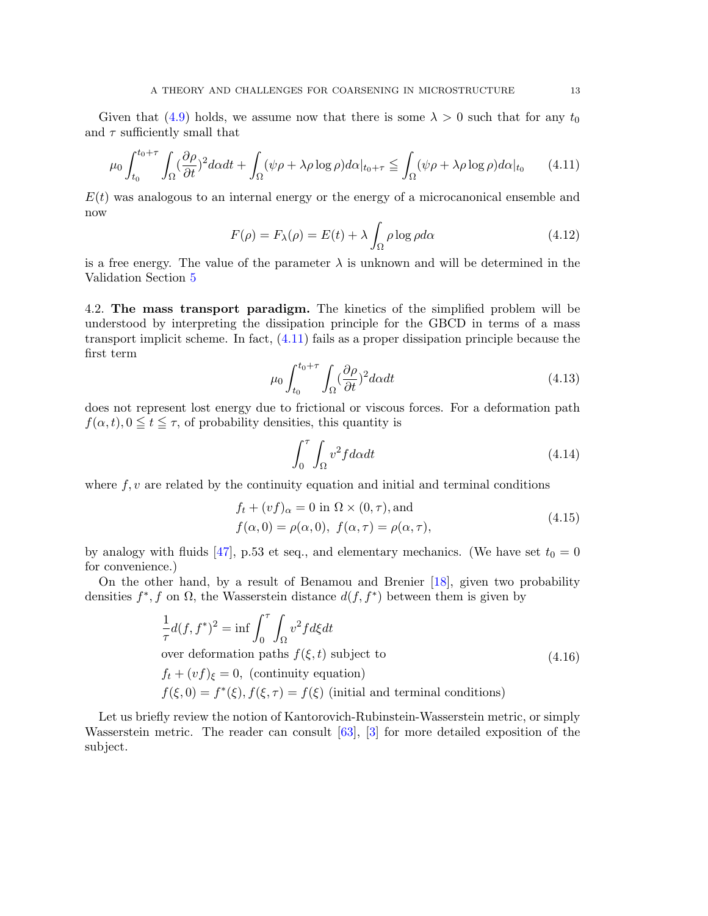Given that (4.9) holds, we assume now that there is some $\lambda > 0$ such that for any $t_0$ and $\tau$ sufficiently small that

$$\mu_0 \int_{t_0}^{t_0+\tau} \int_\Omega (\frac{\partial \rho}{\partial t})^2 d\alpha dt + \int_\Omega (\psi\rho + \lambda\rho\log\rho) d\alpha|_{t_0+\tau} \leqq \int_\Omega (\psi\rho + \lambda\rho\log\rho) d\alpha|_{t_0} \tag{4.11}$$

$E(t)$ was analogous to an internal energy or the energy of a microcanonical ensemble and now

$$F(\rho) = F_\lambda(\rho) = E(t) + \lambda \int_\Omega \rho \log \rho d\alpha \tag{4.12}$$

is a free energy. The value of the parameter $\lambda$ is unknown and will be determined in the Validation Section 5

4.2. **The mass transport paradigm.** The kinetics of the simplified problem will be understood by interpreting the dissipation principle for the GBCD in terms of a mass transport implicit scheme. In fact, (4.11) fails as a proper dissipation principle because the first term

$$\mu_0 \int_{t_0}^{t_0+\tau} \int_\Omega (\frac{\partial \rho}{\partial t})^2 d\alpha dt \tag{4.13}$$

does not represent lost energy due to frictional or viscous forces. For a deformation path $f(\alpha, t), 0 \leqq t \leqq \tau$, of probability densities, this quantity is

$$\int_0^\tau \int_\Omega v^2 f d\alpha dt \tag{4.14}$$

where $f, v$ are related by the continuity equation and initial and terminal conditions

$$\begin{aligned} &f_t + (vf)_\alpha = 0 \text{ in } \Omega \times (0, \tau), \text{and} \\ &f(\alpha, 0) = \rho(\alpha, 0),\ f(\alpha, \tau) = \rho(\alpha, \tau), \end{aligned} \tag{4.15}$$

by analogy with fluids [47], p.53 et seq., and elementary mechanics. (We have set $t_0 = 0$ for convenience.)

On the other hand, by a result of Benamou and Brenier [18], given two probability densities $f^*, f$ on $\Omega$, the Wasserstein distance $d(f, f^*)$ between them is given by

$$\begin{aligned} &\frac{1}{\tau} d(f, f^*)^2 = \inf \int_0^\tau \int_\Omega v^2 f d\xi dt \\ &\text{over deformation paths } f(\xi, t) \text{ subject to} \\ &f_t + (vf)_\xi = 0, \text{ (continuity equation)} \\ &f(\xi, 0) = f^*(\xi), f(\xi, \tau) = f(\xi) \text{ (initial and terminal conditions)} \end{aligned} \tag{4.16}$$

Let us briefly review the notion of Kantorovich-Rubinstein-Wasserstein metric, or simply Wasserstein metric. The reader can consult [63], [3] for more detailed exposition of the subject.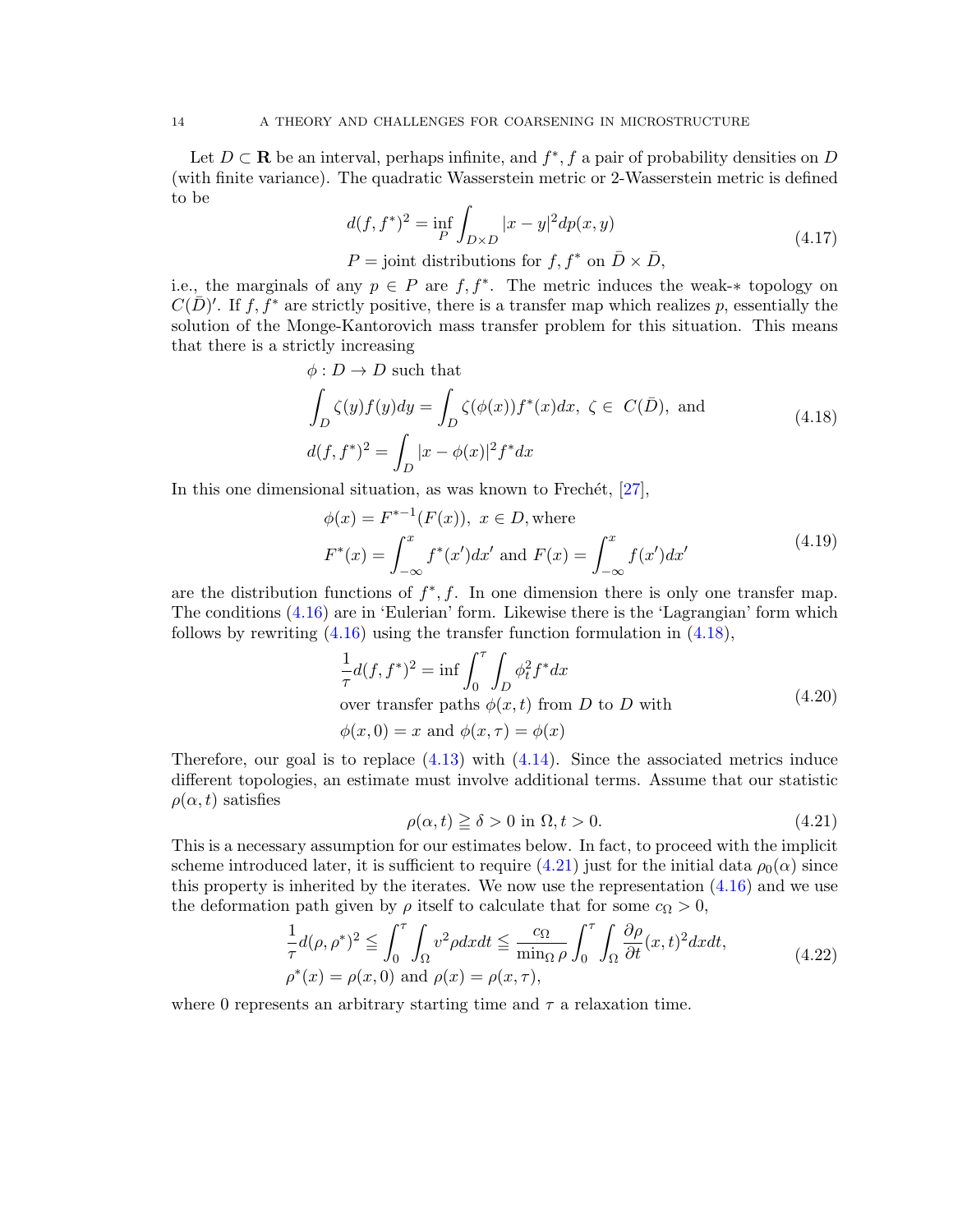Let $D \subset \mathbf{R}$ be an interval, perhaps infinite, and $f^*, f$ a pair of probability densities on $D$ (with finite variance). The quadratic Wasserstein metric or 2-Wasserstein metric is defined to be

$$
\begin{aligned}
&d(f, f^*)^2 = \inf_P \int_{D\times D} |x-y|^2 dp(x,y) \\
&P = \text{joint distributions for } f, f^* \text{ on } \bar{D} \times \bar{D},
\end{aligned}
\tag{4.17}
$$

i.e., the marginals of any $p \in P$ are $f, f^*$. The metric induces the weak-$*$ topology on $C(\bar{D})'$. If $f, f^*$ are strictly positive, there is a transfer map which realizes $p$, essentially the solution of the Monge-Kantorovich mass transfer problem for this situation. This means that there is a strictly increasing

$$
\begin{aligned}
&\phi : D \to D \text{ such that} \\
&\int_D \zeta(y) f(y) dy = \int_D \zeta(\phi(x)) f^*(x) dx, \ \zeta \in \ C(\bar{D}), \text{ and} \\
&d(f, f^*)^2 = \int_D |x - \phi(x)|^2 f^* dx
\end{aligned}
\tag{4.18}
$$

In this one dimensional situation, as was known to Frechét, [27],

$$
\begin{aligned}
&\phi(x) = F^{*-1}(F(x)), \ x \in D, \text{where} \\
&F^*(x) = \int_{-\infty}^x f^*(x')dx' \text{ and } F(x) = \int_{-\infty}^x f(x')dx'
\end{aligned}
\tag{4.19}
$$

are the distribution functions of $f^*, f$. In one dimension there is only one transfer map. The conditions (4.16) are in 'Eulerian' form. Likewise there is the 'Lagrangian' form which follows by rewriting (4.16) using the transfer function formulation in (4.18),

$$
\begin{aligned}
&\frac{1}{\tau} d(f, f^*)^2 = \inf \int_0^\tau \int_D \phi_t^2 f^* dx \\
&\text{over transfer paths } \phi(x,t) \text{ from } D \text{ to } D \text{ with} \\
&\phi(x, 0) = x \text{ and } \phi(x, \tau) = \phi(x)
\end{aligned}
\tag{4.20}
$$

Therefore, our goal is to replace (4.13) with (4.14). Since the associated metrics induce different topologies, an estimate must involve additional terms. Assume that our statistic $\rho(\alpha, t)$ satisfies

$$
\rho(\alpha, t) \geqq \delta > 0 \text{ in } \Omega, t > 0. \tag{4.21}
$$

This is a necessary assumption for our estimates below. In fact, to proceed with the implicit scheme introduced later, it is sufficient to require (4.21) just for the initial data $\rho_0(\alpha)$ since this property is inherited by the iterates. We now use the representation (4.16) and we use the deformation path given by $\rho$ itself to calculate that for some $c_\Omega > 0$,

$$
\begin{aligned}
&\frac{1}{\tau} d(\rho, \rho^*)^2 \leqq \int_0^\tau \int_\Omega v^2 \rho dx dt \leqq \frac{c_\Omega}{\min_\Omega \rho} \int_0^\tau \int_\Omega \frac{\partial \rho}{\partial t}(x,t)^2 dx dt, \\
&\rho^*(x) = \rho(x, 0) \text{ and } \rho(x) = \rho(x, \tau),
\end{aligned}
\tag{4.22}
$$

where 0 represents an arbitrary starting time and $\tau$ a relaxation time.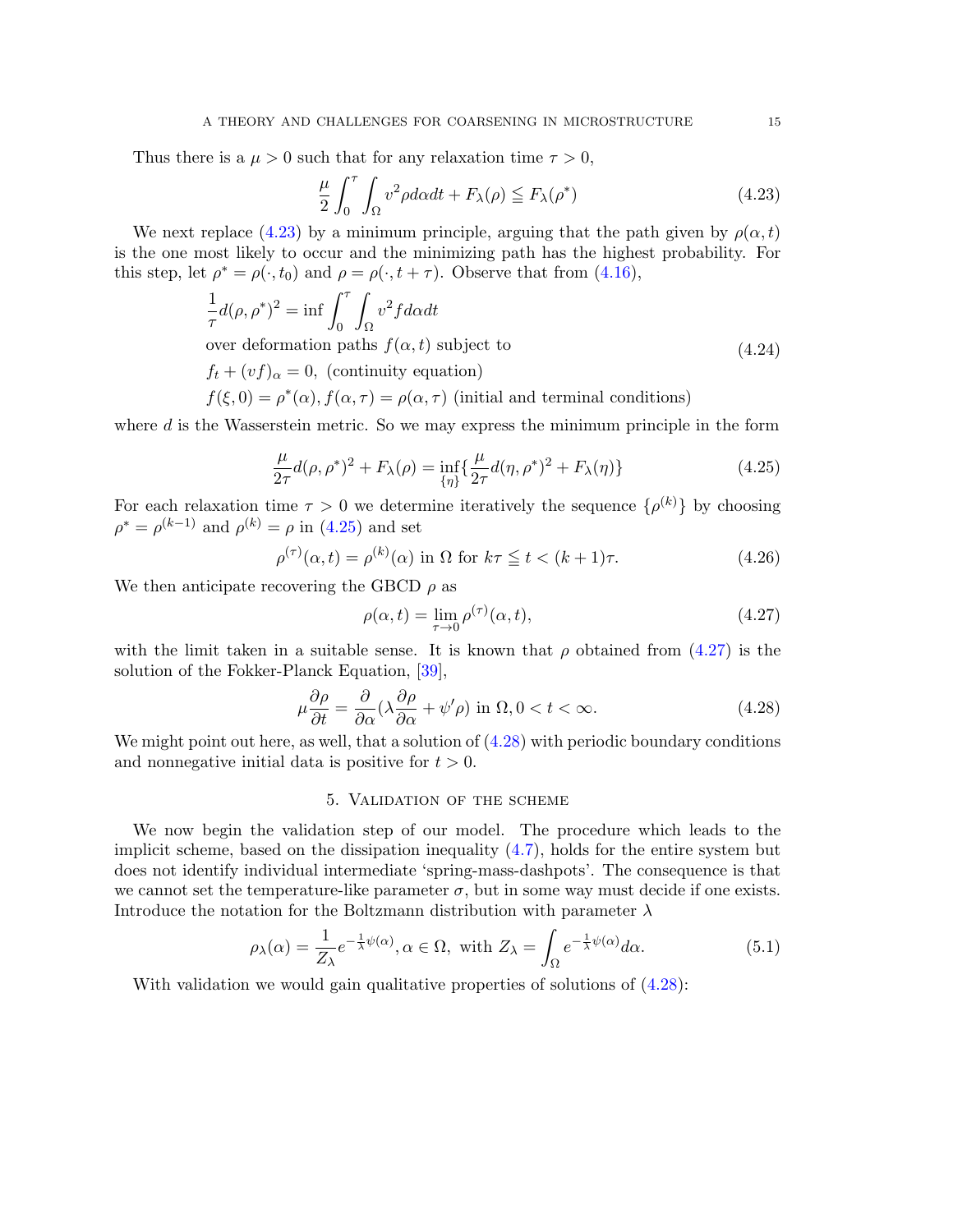Thus there is a $\mu > 0$ such that for any relaxation time $\tau > 0$,

$$\frac{\mu}{2}\int_0^\tau \int_\Omega v^2 \rho d\alpha dt + F_\lambda(\rho) \leqq F_\lambda(\rho^*) \tag{4.23}$$

We next replace (4.23) by a minimum principle, arguing that the path given by $\rho(\alpha, t)$ is the one most likely to occur and the minimizing path has the highest probability. For this step, let $\rho^* = \rho(\cdot, t_0)$ and $\rho = \rho(\cdot, t + \tau)$. Observe that from (4.16),

$$\begin{aligned}
&\frac{1}{\tau} d(\rho, \rho^*)^2 = \inf \int_0^\tau \int_\Omega v^2 f d\alpha dt \\
&\text{over deformation paths } f(\alpha, t) \text{ subject to} \\
&f_t + (vf)_\alpha = 0, \text{ (continuity equation)} \\
&f(\xi, 0) = \rho^*(\alpha), f(\alpha, \tau) = \rho(\alpha, \tau) \text{ (initial and terminal conditions)}
\end{aligned} \tag{4.24}$$

where $d$ is the Wasserstein metric. So we may express the minimum principle in the form

$$\frac{\mu}{2\tau} d(\rho, \rho^*)^2 + F_\lambda(\rho) = \inf_{\{\eta\}} \{ \frac{\mu}{2\tau} d(\eta, \rho^*)^2 + F_\lambda(\eta) \} \tag{4.25}$$

For each relaxation time $\tau > 0$ we determine iteratively the sequence $\{\rho^{(k)}\}$ by choosing $\rho^* = \rho^{(k-1)}$ and $\rho^{(k)} = \rho$ in (4.25) and set

$$\rho^{(\tau)}(\alpha, t) = \rho^{(k)}(\alpha) \text{ in } \Omega \text{ for } k\tau \leqq t < (k+1)\tau. \tag{4.26}$$

We then anticipate recovering the GBCD $\rho$ as

$$\rho(\alpha, t) = \lim_{\tau \to 0} \rho^{(\tau)}(\alpha, t), \tag{4.27}$$

with the limit taken in a suitable sense. It is known that $\rho$ obtained from (4.27) is the solution of the Fokker-Planck Equation, [39],

$$\mu \frac{\partial \rho}{\partial t} = \frac{\partial}{\partial \alpha}(\lambda \frac{\partial \rho}{\partial \alpha} + \psi' \rho) \text{ in } \Omega, 0 < t < \infty. \tag{4.28}$$

We might point out here, as well, that a solution of (4.28) with periodic boundary conditions and nonnegative initial data is positive for $t > 0$.

## 5. Validation of the scheme

We now begin the validation step of our model. The procedure which leads to the implicit scheme, based on the dissipation inequality (4.7), holds for the entire system but does not identify individual intermediate 'spring-mass-dashpots'. The consequence is that we cannot set the temperature-like parameter $\sigma$, but in some way must decide if one exists. Introduce the notation for the Boltzmann distribution with parameter $\lambda$

$$\rho_\lambda(\alpha) = \frac{1}{Z_\lambda} e^{-\frac{1}{\lambda}\psi(\alpha)}, \alpha \in \Omega, \text{ with } Z_\lambda = \int_\Omega e^{-\frac{1}{\lambda}\psi(\alpha)} d\alpha. \tag{5.1}$$

With validation we would gain qualitative properties of solutions of (4.28):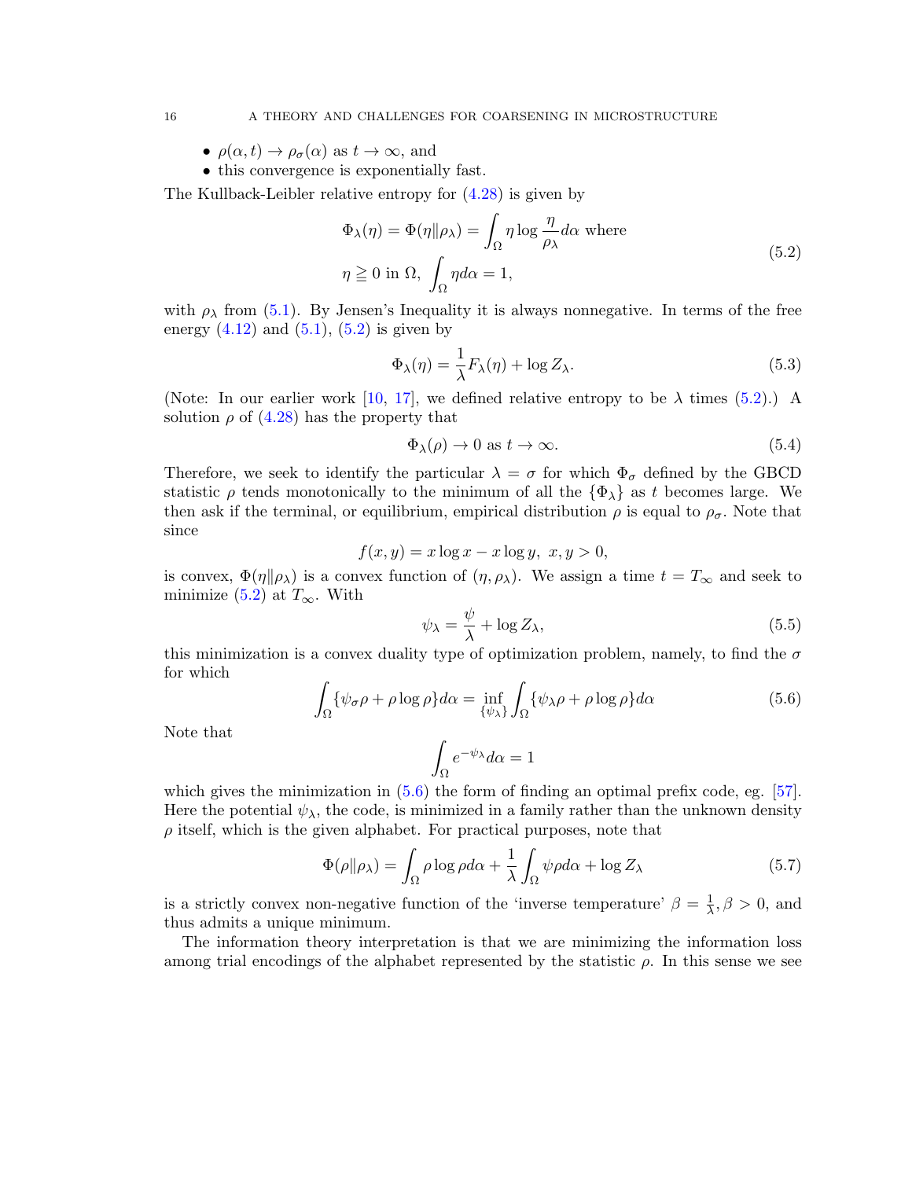- $\rho(\alpha, t) \to \rho_\sigma(\alpha)$ as $t \to \infty$, and
- this convergence is exponentially fast.

The Kullback-Leibler relative entropy for (4.28) is given by

$$
\begin{aligned}
&\Phi_\lambda(\eta) = \Phi(\eta \| \rho_\lambda) = \int_\Omega \eta \log \frac{\eta}{\rho_\lambda} d\alpha \text{ where} \\
&\eta \geqq 0 \text{ in } \Omega, \ \int_\Omega \eta d\alpha = 1,
\end{aligned}
\tag{5.2}
$$

with $\rho_\lambda$ from (5.1). By Jensen's Inequality it is always nonnegative. In terms of the free energy (4.12) and (5.1), (5.2) is given by

$$
\Phi_\lambda(\eta) = \frac{1}{\lambda} F_\lambda(\eta) + \log Z_\lambda. \tag{5.3}
$$

(Note: In our earlier work [10, 17], we defined relative entropy to be $\lambda$ times (5.2).) A solution $\rho$ of (4.28) has the property that

$$
\Phi_\lambda(\rho) \to 0 \text{ as } t \to \infty. \tag{5.4}
$$

Therefore, we seek to identify the particular $\lambda = \sigma$ for which $\Phi_\sigma$ defined by the GBCD statistic $\rho$ tends monotonically to the minimum of all the $\{\Phi_\lambda\}$ as $t$ becomes large. We then ask if the terminal, or equilibrium, empirical distribution $\rho$ is equal to $\rho_\sigma$. Note that since

$$
f(x, y) = x \log x - x \log y, \ x, y > 0,
$$

is convex, $\Phi(\eta \| \rho_\lambda)$ is a convex function of $(\eta, \rho_\lambda)$. We assign a time $t = T_\infty$ and seek to minimize (5.2) at $T_\infty$. With

$$
\psi_\lambda = \frac{\psi}{\lambda} + \log Z_\lambda, \tag{5.5}
$$

this minimization is a convex duality type of optimization problem, namely, to find the $\sigma$ for which

$$
\int_\Omega \{\psi_\sigma \rho + \rho \log \rho\} d\alpha = \inf_{\{\psi_\lambda\}} \int_\Omega \{\psi_\lambda \rho + \rho \log \rho\} d\alpha \tag{5.6}
$$

Note that

$$
\int_\Omega e^{-\psi_\lambda} d\alpha = 1
$$

which gives the minimization in (5.6) the form of finding an optimal prefix code, eg. [57]. Here the potential $\psi_\lambda$, the code, is minimized in a family rather than the unknown density $\rho$ itself, which is the given alphabet. For practical purposes, note that

$$
\Phi(\rho \| \rho_\lambda) = \int_\Omega \rho \log \rho d\alpha + \frac{1}{\lambda} \int_\Omega \psi \rho d\alpha + \log Z_\lambda \tag{5.7}
$$

is a strictly convex non-negative function of the 'inverse temperature' $\beta = \frac{1}{\lambda}, \beta > 0$, and thus admits a unique minimum.

The information theory interpretation is that we are minimizing the information loss among trial encodings of the alphabet represented by the statistic $\rho$. In this sense we see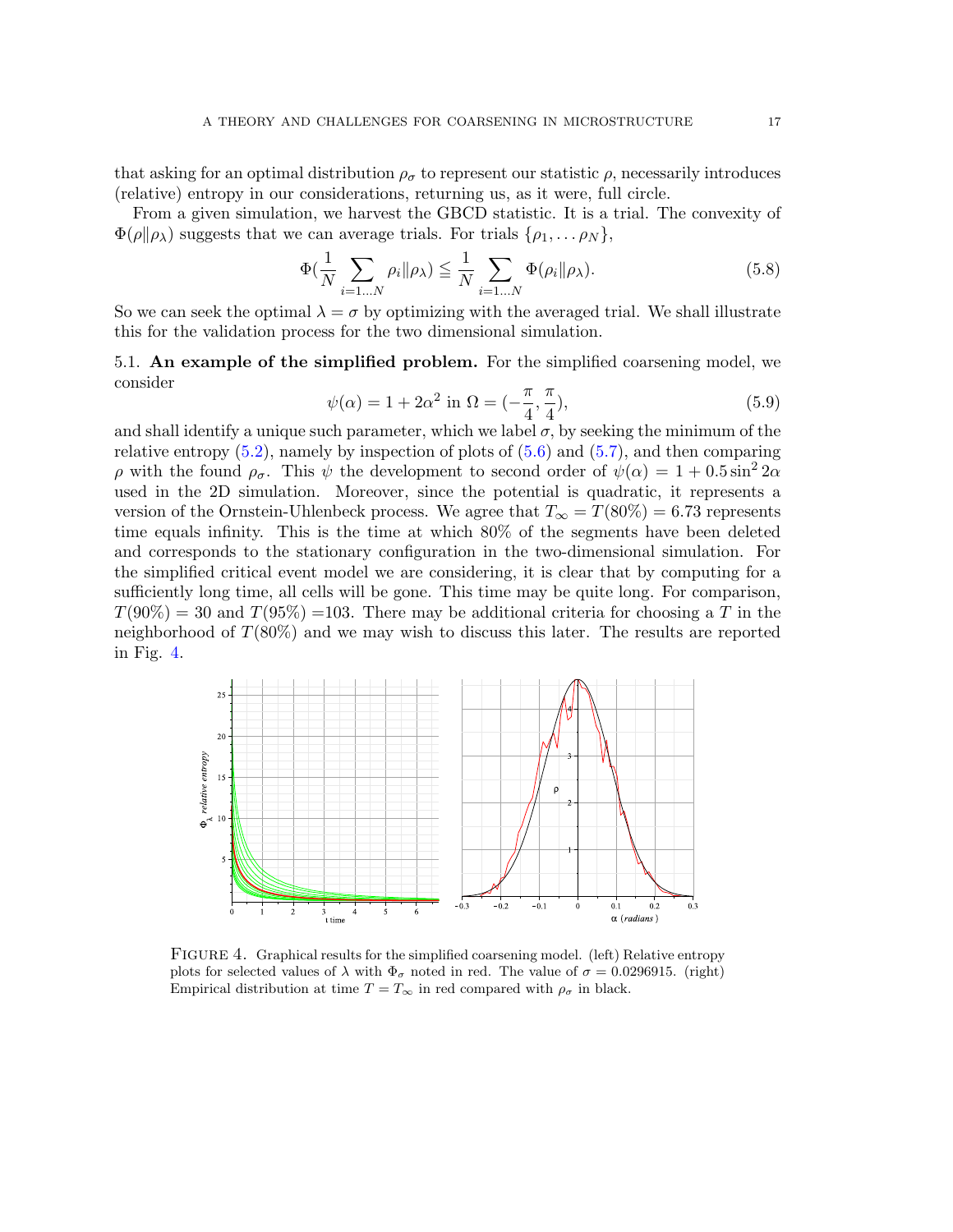that asking for an optimal distribution $\rho_\sigma$ to represent our statistic $\rho$, necessarily introduces (relative) entropy in our considerations, returning us, as it were, full circle.

From a given simulation, we harvest the GBCD statistic. It is a trial. The convexity of $\Phi(\rho\|\rho_\lambda)$ suggests that we can average trials. For trials $\{\rho_1, \dots \rho_N\}$,

$$\Phi\Big(\frac{1}{N}\sum_{i=1\dots N}\rho_i\|\rho_\lambda\Big) \leqq \frac{1}{N}\sum_{i=1\dots N}\Phi(\rho_i\|\rho_\lambda). \tag{5.8}$$

So we can seek the optimal $\lambda = \sigma$ by optimizing with the averaged trial. We shall illustrate this for the validation process for the two dimensional simulation.

5.1. **An example of the simplified problem.** For the simplified coarsening model, we consider

$$\psi(\alpha) = 1 + 2\alpha^2 \text{ in } \Omega = \Big(-\frac{\pi}{4}, \frac{\pi}{4}\Big), \tag{5.9}$$

and shall identify a unique such parameter, which we label $\sigma$, by seeking the minimum of the relative entropy (5.2), namely by inspection of plots of (5.6) and (5.7), and then comparing $\rho$ with the found $\rho_\sigma$. This $\psi$ the development to second order of $\psi(\alpha) = 1 + 0.5\sin^2 2\alpha$ used in the 2D simulation. Moreover, since the potential is quadratic, it represents a version of the Ornstein-Uhlenbeck process. We agree that $T_\infty = T(80\%) = 6.73$ represents time equals infinity. This is the time at which 80% of the segments have been deleted and corresponds to the stationary configuration in the two-dimensional simulation. For the simplified critical event model we are considering, it is clear that by computing for a sufficiently long time, all cells will be gone. This time may be quite long. For comparison, $T(90\%) = 30$ and $T(95\%) = 103$. There may be additional criteria for choosing a $T$ in the neighborhood of $T(80\%)$ and we may wish to discuss this later. The results are reported in Fig. 4.

FIGURE 4. Graphical results for the simplified coarsening model. (left) Relative entropy plots for selected values of $\lambda$ with $\Phi_\sigma$ noted in red. The value of $\sigma = 0.0296915$. (right) Empirical distribution at time $T = T_\infty$ in red compared with $\rho_\sigma$ in black.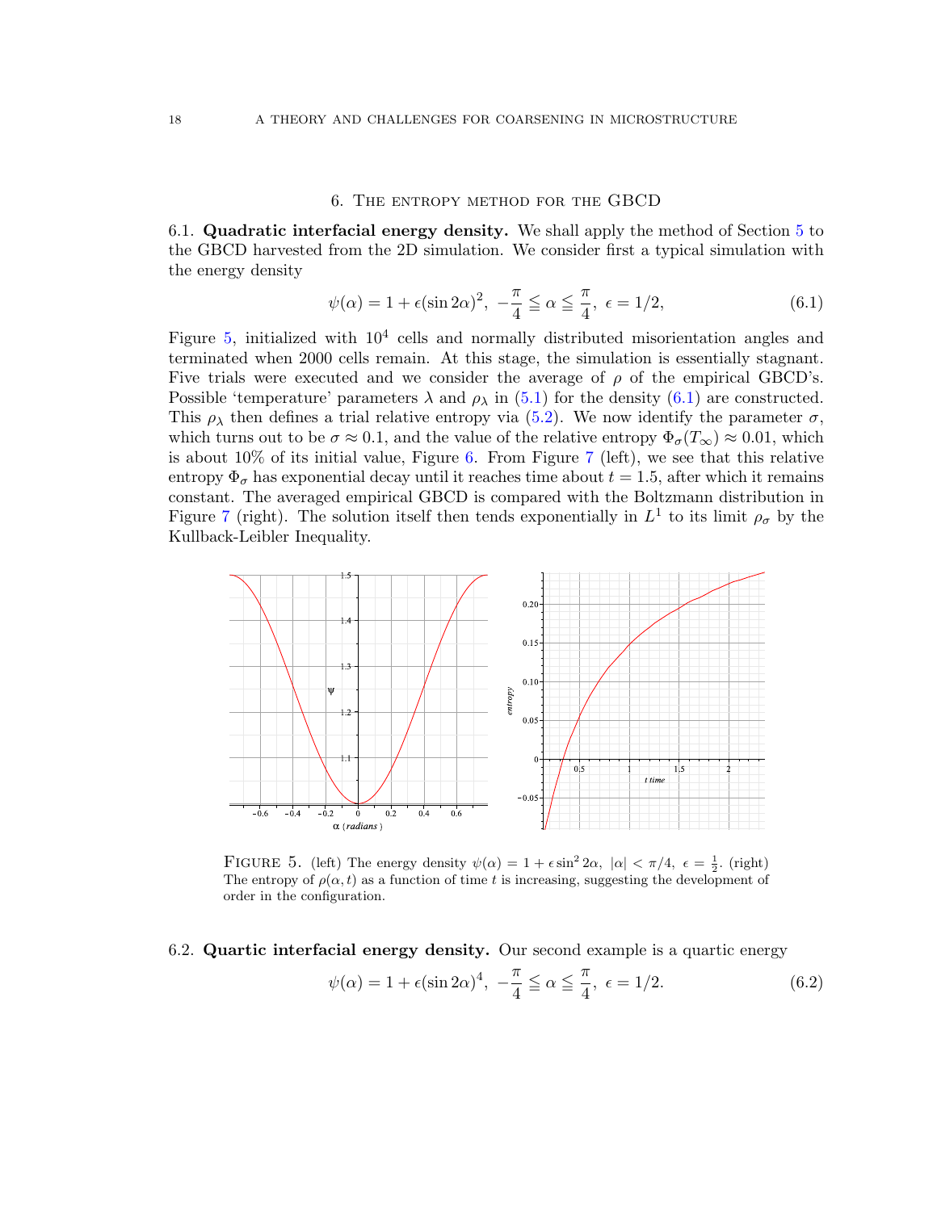## 6. The entropy method for the GBCD

6.1. **Quadratic interfacial energy density.** We shall apply the method of Section 5 to the GBCD harvested from the 2D simulation. We consider first a typical simulation with the energy density

$$\psi(\alpha) = 1 + \epsilon(\sin 2\alpha)^2, \ -\frac{\pi}{4} \leqq \alpha \leqq \frac{\pi}{4}, \ \epsilon = 1/2, \tag{6.1}$$

Figure 5, initialized with $10^4$ cells and normally distributed misorientation angles and terminated when 2000 cells remain. At this stage, the simulation is essentially stagnant. Five trials were executed and we consider the average of $\rho$ of the empirical GBCD's. Possible 'temperature' parameters $\lambda$ and $\rho_\lambda$ in (5.1) for the density (6.1) are constructed. This $\rho_\lambda$ then defines a trial relative entropy via (5.2). We now identify the parameter $\sigma$, which turns out to be $\sigma \approx 0.1$, and the value of the relative entropy $\Phi_\sigma(T_\infty) \approx 0.01$, which is about 10% of its initial value, Figure 6. From Figure 7 (left), we see that this relative entropy $\Phi_\sigma$ has exponential decay until it reaches time about $t = 1.5$, after which it remains constant. The averaged empirical GBCD is compared with the Boltzmann distribution in Figure 7 (right). The solution itself then tends exponentially in $L^1$ to its limit $\rho_\sigma$ by the Kullback-Leibler Inequality.

1.5
1.4
1.3
ψ
1.2
1.1
-0.6 -0.4 -0.2 0 0.2 0.4 0.6
α (radians)

0.20
0.15
0.10
entropy
0.05
0
−0.05
0.5 1 1.5 2
t time

Figure 5. (left) The energy density $\psi(\alpha) = 1 + \epsilon \sin^2 2\alpha, \ |\alpha| < \pi/4, \ \epsilon = \frac{1}{2}$. (right) The entropy of $\rho(\alpha, t)$ as a function of time $t$ is increasing, suggesting the development of order in the configuration.

6.2. **Quartic interfacial energy density.** Our second example is a quartic energy

$$\psi(\alpha) = 1 + \epsilon(\sin 2\alpha)^4, \ -\frac{\pi}{4} \leqq \alpha \leqq \frac{\pi}{4}, \ \epsilon = 1/2. \tag{6.2}$$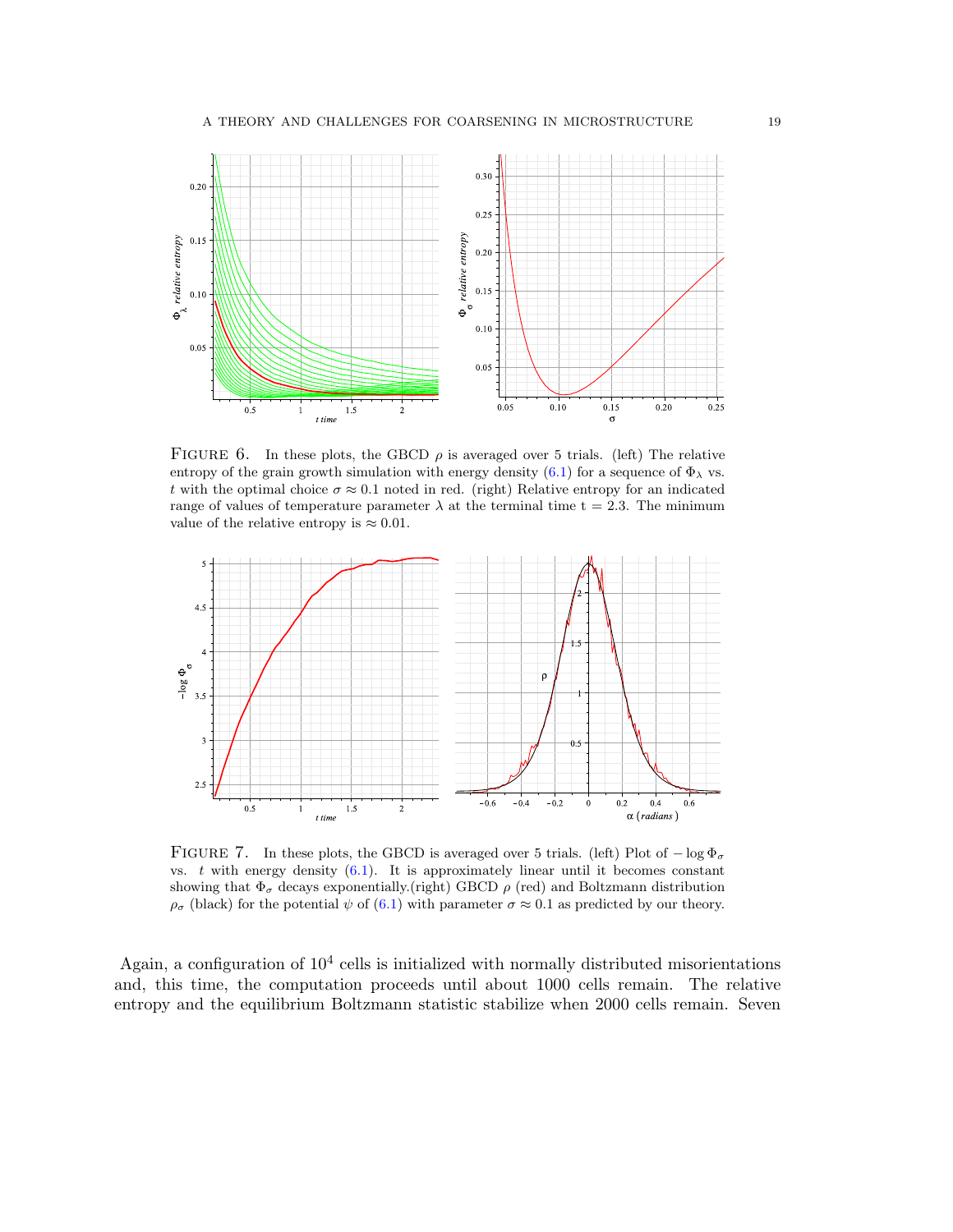$\Phi_\lambda$ relative entropy

0.20

0.15

0.10

0.05

0.5

1

1.5

2

t time

$\Phi_\sigma$ relative entropy

0.30

0.25

0.20

0.15

0.10

0.05

0.05

0.10

0.15

0.20

0.25

$\sigma$

FIGURE 6. In these plots, the GBCD $\rho$ is averaged over 5 trials. (left) The relative entropy of the grain growth simulation with energy density (6.1) for a sequence of $\Phi_\lambda$ vs. $t$ with the optimal choice $\sigma \approx 0.1$ noted in red. (right) Relative entropy for an indicated range of values of temperature parameter $\lambda$ at the terminal time t = 2.3. The minimum value of the relative entropy is $\approx 0.01$.

$-\log \Phi_\sigma$

5

4.5

4

3.5

3

2.5

0.5

1

1.5

2

t time

$\rho$

2

1.5

1

0.5

-0.6

-0.4

-0.2

0

0.2

0.4

0.6

$\alpha$ (radians)

FIGURE 7. In these plots, the GBCD is averaged over 5 trials. (left) Plot of $-\log \Phi_\sigma$ vs. $t$ with energy density (6.1). It is approximately linear until it becomes constant showing that $\Phi_\sigma$ decays exponentially.(right) GBCD $\rho$ (red) and Boltzmann distribution $\rho_\sigma$ (black) for the potential $\psi$ of (6.1) with parameter $\sigma \approx 0.1$ as predicted by our theory.

Again, a configuration of $10^4$ cells is initialized with normally distributed misorientations and, this time, the computation proceeds until about 1000 cells remain. The relative entropy and the equilibrium Boltzmann statistic stabilize when 2000 cells remain. Seven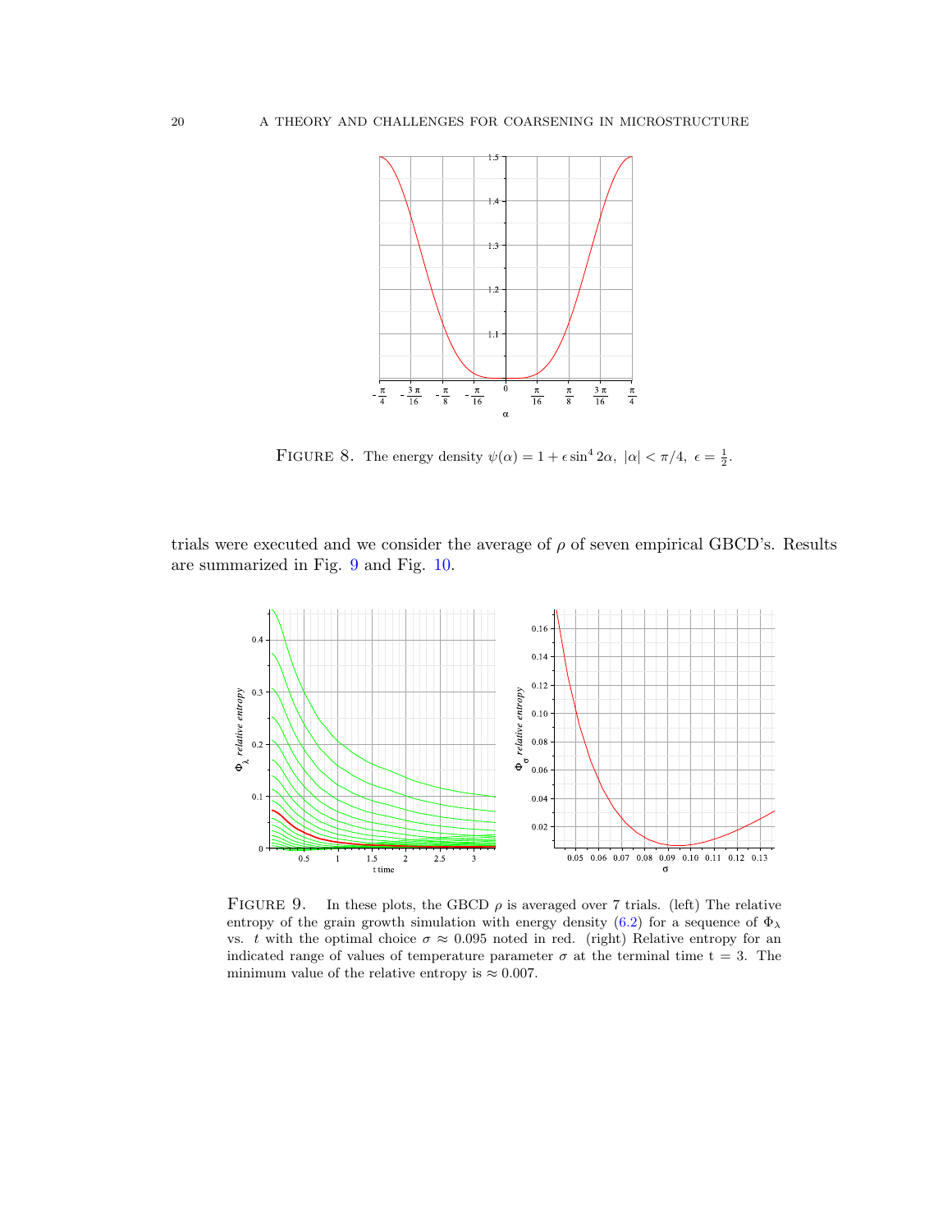$1.5$

$1.4$

$1.3$

$1.2$

$1.1$

$-\frac{\pi}{4}$ $-\frac{3\pi}{16}$ $-\frac{\pi}{8}$ $-\frac{\pi}{16}$ $0$ $\frac{\pi}{16}$ $\frac{\pi}{8}$ $\frac{3\pi}{16}$ $\frac{\pi}{4}$

$\alpha$

FIGURE 8. The energy density $\psi(\alpha) = 1 + \epsilon \sin^4 2\alpha,\ |\alpha| < \pi/4,\ \epsilon = \frac{1}{2}$.

trials were executed and we consider the average of $\rho$ of seven empirical GBCD's. Results are summarized in Fig. 9 and Fig. 10.

$\Phi_\lambda$ relative entropy

0.4

0.3

0.2

0.1

0

0.5 1 1.5 2 2.5 3

t time

$\Phi_\sigma$ relative entropy

0.16

0.14

0.12

0.10

0.08

0.06

0.04

0.02

0.05 0.06 0.07 0.08 0.09 0.10 0.11 0.12 0.13

$\sigma$

FIGURE 9. In these plots, the GBCD $\rho$ is averaged over 7 trials. (left) The relative entropy of the grain growth simulation with energy density (6.2) for a sequence of $\Phi_\lambda$ vs. $t$ with the optimal choice $\sigma \approx 0.095$ noted in red. (right) Relative entropy for an indicated range of values of temperature parameter $\sigma$ at the terminal time $t = 3$. The minimum value of the relative entropy is $\approx 0.007$.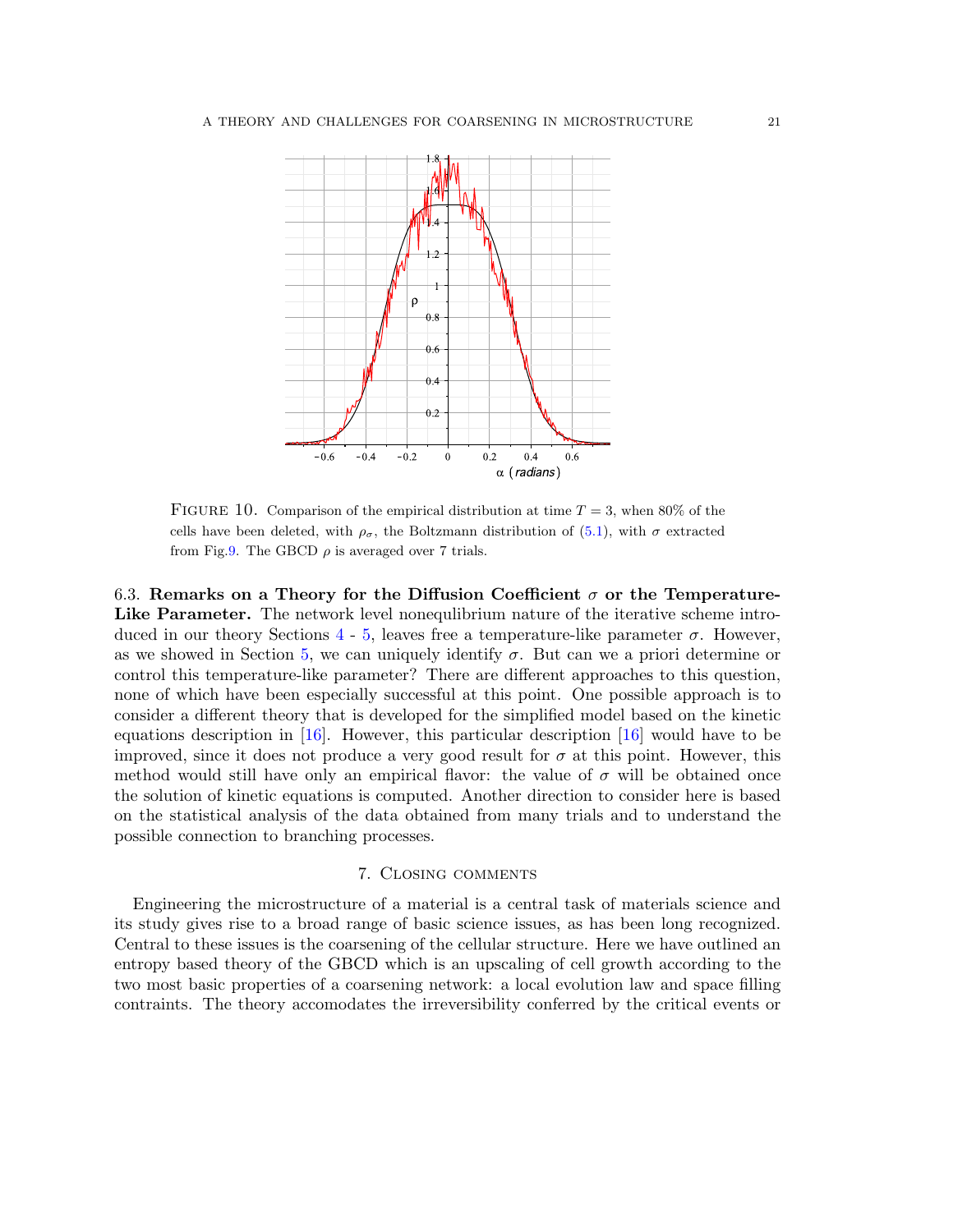1.8

1.6

1.4

1.2

1

ρ

0.8

0.6

0.4

0.2

−0.6 −0.4 −0.2 0 0.2 0.4 0.6

α (*radians*)

FIGURE 10. Comparison of the empirical distribution at time $T = 3$, when 80% of the cells have been deleted, with $\rho_\sigma$, the Boltzmann distribution of (5.1), with $\sigma$ extracted from Fig.9. The GBCD $\rho$ is averaged over 7 trials.

6.3. **Remarks on a Theory for the Diffusion Coefficient $\sigma$ or the Temperature-Like Parameter.** The network level nonequlibrium nature of the iterative scheme introduced in our theory Sections 4 - 5, leaves free a temperature-like parameter $\sigma$. However, as we showed in Section 5, we can uniquely identify $\sigma$. But can we a priori determine or control this temperature-like parameter? There are different approaches to this question, none of which have been especially successful at this point. One possible approach is to consider a different theory that is developed for the simplified model based on the kinetic equations description in [16]. However, this particular description [16] would have to be improved, since it does not produce a very good result for $\sigma$ at this point. However, this method would still have only an empirical flavor: the value of $\sigma$ will be obtained once the solution of kinetic equations is computed. Another direction to consider here is based on the statistical analysis of the data obtained from many trials and to understand the possible connection to branching processes.

## 7. Closing comments

Engineering the microstructure of a material is a central task of materials science and its study gives rise to a broad range of basic science issues, as has been long recognized. Central to these issues is the coarsening of the cellular structure. Here we have outlined an entropy based theory of the GBCD which is an upscaling of cell growth according to the two most basic properties of a coarsening network: a local evolution law and space filling contraints. The theory accomodates the irreversibility conferred by the critical events or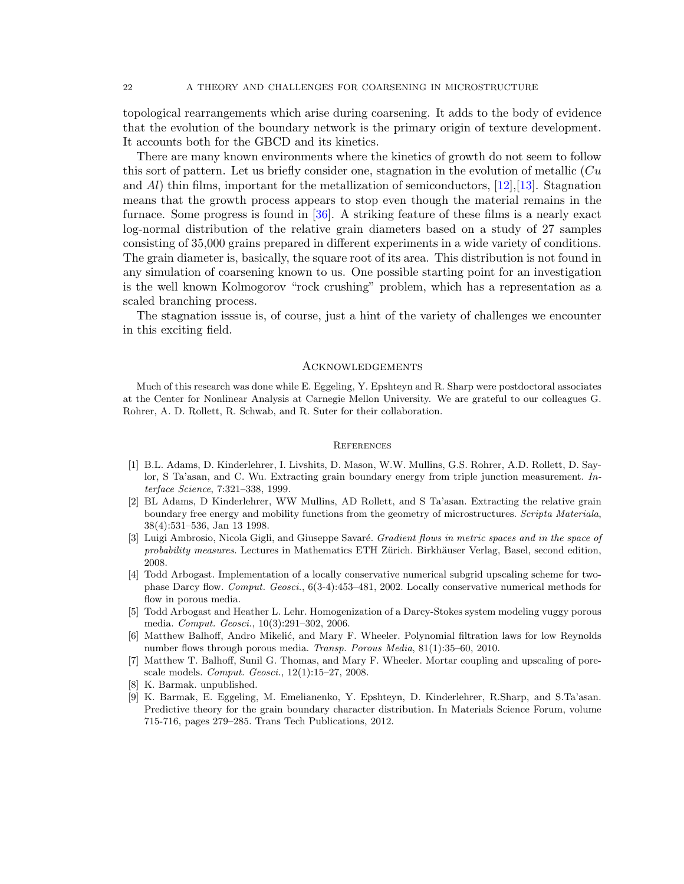topological rearrangements which arise during coarsening. It adds to the body of evidence that the evolution of the boundary network is the primary origin of texture development. It accounts both for the GBCD and its kinetics.

There are many known environments where the kinetics of growth do not seem to follow this sort of pattern. Let us briefly consider one, stagnation in the evolution of metallic ($Cu$ and $Al$) thin films, important for the metallization of semiconductors, [12],[13]. Stagnation means that the growth process appears to stop even though the material remains in the furnace. Some progress is found in [36]. A striking feature of these films is a nearly exact log-normal distribution of the relative grain diameters based on a study of 27 samples consisting of 35,000 grains prepared in different experiments in a wide variety of conditions. The grain diameter is, basically, the square root of its area. This distribution is not found in any simulation of coarsening known to us. One possible starting point for an investigation is the well known Kolmogorov "rock crushing" problem, which has a representation as a scaled branching process.

The stagnation isssue is, of course, just a hint of the variety of challenges we encounter in this exciting field.

## Acknowledgements

Much of this research was done while E. Eggeling, Y. Epshteyn and R. Sharp were postdoctoral associates at the Center for Nonlinear Analysis at Carnegie Mellon University. We are grateful to our colleagues G. Rohrer, A. D. Rollett, R. Schwab, and R. Suter for their collaboration.

## References

[1] B.L. Adams, D. Kinderlehrer, I. Livshits, D. Mason, W.W. Mullins, G.S. Rohrer, A.D. Rollett, D. Saylor, S Ta'asan, and C. Wu. Extracting grain boundary energy from triple junction measurement. *Interface Science*, 7:321–338, 1999.

[2] BL Adams, D Kinderlehrer, WW Mullins, AD Rollett, and S Ta'asan. Extracting the relative grain boundary free energy and mobility functions from the geometry of microstructures. *Scripta Materiala*, 38(4):531–536, Jan 13 1998.

[3] Luigi Ambrosio, Nicola Gigli, and Giuseppe Savaré. *Gradient flows in metric spaces and in the space of probability measures*. Lectures in Mathematics ETH Zürich. Birkhäuser Verlag, Basel, second edition, 2008.

[4] Todd Arbogast. Implementation of a locally conservative numerical subgrid upscaling scheme for two-phase Darcy flow. *Comput. Geosci.*, 6(3-4):453–481, 2002. Locally conservative numerical methods for flow in porous media.

[5] Todd Arbogast and Heather L. Lehr. Homogenization of a Darcy-Stokes system modeling vuggy porous media. *Comput. Geosci.*, 10(3):291–302, 2006.

[6] Matthew Balhoff, Andro Mikelić, and Mary F. Wheeler. Polynomial filtration laws for low Reynolds number flows through porous media. *Transp. Porous Media*, 81(1):35–60, 2010.

[7] Matthew T. Balhoff, Sunil G. Thomas, and Mary F. Wheeler. Mortar coupling and upscaling of pore-scale models. *Comput. Geosci.*, 12(1):15–27, 2008.

[8] K. Barmak. unpublished.

[9] K. Barmak, E. Eggeling, M. Emelianenko, Y. Epshteyn, D. Kinderlehrer, R.Sharp, and S.Ta'asan. Predictive theory for the grain boundary character distribution. In Materials Science Forum, volume 715-716, pages 279–285. Trans Tech Publications, 2012.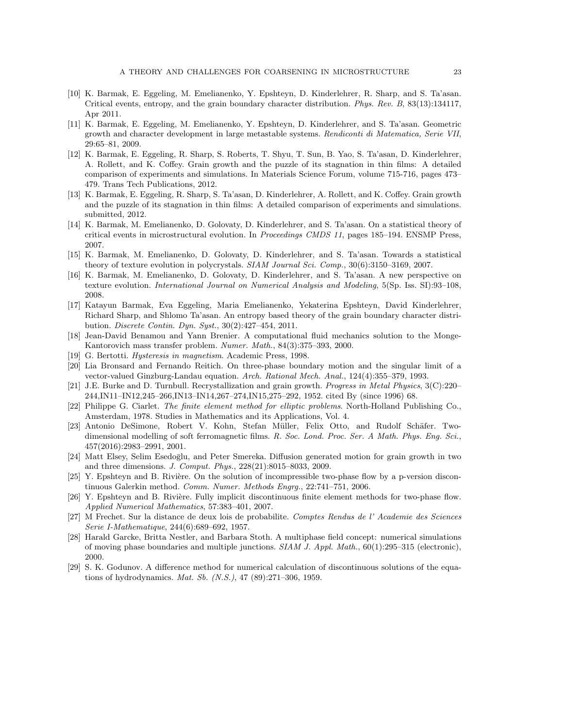[10] K. Barmak, E. Eggeling, M. Emelianenko, Y. Epshteyn, D. Kinderlehrer, R. Sharp, and S. Ta'asan. Critical events, entropy, and the grain boundary character distribution. *Phys. Rev. B*, 83(13):134117, Apr 2011.

[11] K. Barmak, E. Eggeling, M. Emelianenko, Y. Epshteyn, D. Kinderlehrer, and S. Ta'asan. Geometric growth and character development in large metastable systems. *Rendiconti di Matematica, Serie VII*, 29:65–81, 2009.

[12] K. Barmak, E. Eggeling, R. Sharp, S. Roberts, T. Shyu, T. Sun, B. Yao, S. Ta'asan, D. Kinderlehrer, A. Rollett, and K. Coffey. Grain growth and the puzzle of its stagnation in thin films: A detailed comparison of experiments and simulations. In Materials Science Forum, volume 715-716, pages 473–479. Trans Tech Publications, 2012.

[13] K. Barmak, E. Eggeling, R. Sharp, S. Ta'asan, D. Kinderlehrer, A. Rollett, and K. Coffey. Grain growth and the puzzle of its stagnation in thin films: A detailed comparison of experiments and simulations. submitted, 2012.

[14] K. Barmak, M. Emelianenko, D. Golovaty, D. Kinderlehrer, and S. Ta'asan. On a statistical theory of critical events in microstructural evolution. In *Proceedings CMDS 11*, pages 185–194. ENSMP Press, 2007.

[15] K. Barmak, M. Emelianenko, D. Golovaty, D. Kinderlehrer, and S. Ta'asan. Towards a statistical theory of texture evolution in polycrystals. *SIAM Journal Sci. Comp.*, 30(6):3150–3169, 2007.

[16] K. Barmak, M. Emelianenko, D. Golovaty, D. Kinderlehrer, and S. Ta'asan. A new perspective on texture evolution. *International Journal on Numerical Analysis and Modeling*, 5(Sp. Iss. SI):93–108, 2008.

[17] Katayun Barmak, Eva Eggeling, Maria Emelianenko, Yekaterina Epshteyn, David Kinderlehrer, Richard Sharp, and Shlomo Ta'asan. An entropy based theory of the grain boundary character distribution. *Discrete Contin. Dyn. Syst.*, 30(2):427–454, 2011.

[18] Jean-David Benamou and Yann Brenier. A computational fluid mechanics solution to the Monge-Kantorovich mass transfer problem. *Numer. Math.*, 84(3):375–393, 2000.

[19] G. Bertotti. *Hysteresis in magnetism*. Academic Press, 1998.

[20] Lia Bronsard and Fernando Reitich. On three-phase boundary motion and the singular limit of a vector-valued Ginzburg-Landau equation. *Arch. Rational Mech. Anal.*, 124(4):355–379, 1993.

[21] J.E. Burke and D. Turnbull. Recrystallization and grain growth. *Progress in Metal Physics*, 3(C):220–244,IN11–IN12,245–266,IN13–IN14,267–274,IN15,275–292, 1952. cited By (since 1996) 68.

[22] Philippe G. Ciarlet. *The finite element method for elliptic problems*. North-Holland Publishing Co., Amsterdam, 1978. Studies in Mathematics and its Applications, Vol. 4.

[23] Antonio DeSimone, Robert V. Kohn, Stefan Müller, Felix Otto, and Rudolf Schäfer. Two-dimensional modelling of soft ferromagnetic films. *R. Soc. Lond. Proc. Ser. A Math. Phys. Eng. Sci.*, 457(2016):2983–2991, 2001.

[24] Matt Elsey, Selim Esedoḡlu, and Peter Smereka. Diffusion generated motion for grain growth in two and three dimensions. *J. Comput. Phys.*, 228(21):8015–8033, 2009.

[25] Y. Epshteyn and B. Rivière. On the solution of incompressible two-phase flow by a p-version discontinuous Galerkin method. *Comm. Numer. Methods Engrg.*, 22:741–751, 2006.

[26] Y. Epshteyn and B. Rivière. Fully implicit discontinuous finite element methods for two-phase flow. *Applied Numerical Mathematics*, 57:383–401, 2007.

[27] M Frechet. Sur la distance de deux lois de probabilite. *Comptes Rendus de l' Academie des Sciences Serie I-Mathematique*, 244(6):689–692, 1957.

[28] Harald Garcke, Britta Nestler, and Barbara Stoth. A multiphase field concept: numerical simulations of moving phase boundaries and multiple junctions. *SIAM J. Appl. Math.*, 60(1):295–315 (electronic), 2000.

[29] S. K. Godunov. A difference method for numerical calculation of discontinuous solutions of the equations of hydrodynamics. *Mat. Sb. (N.S.)*, 47 (89):271–306, 1959.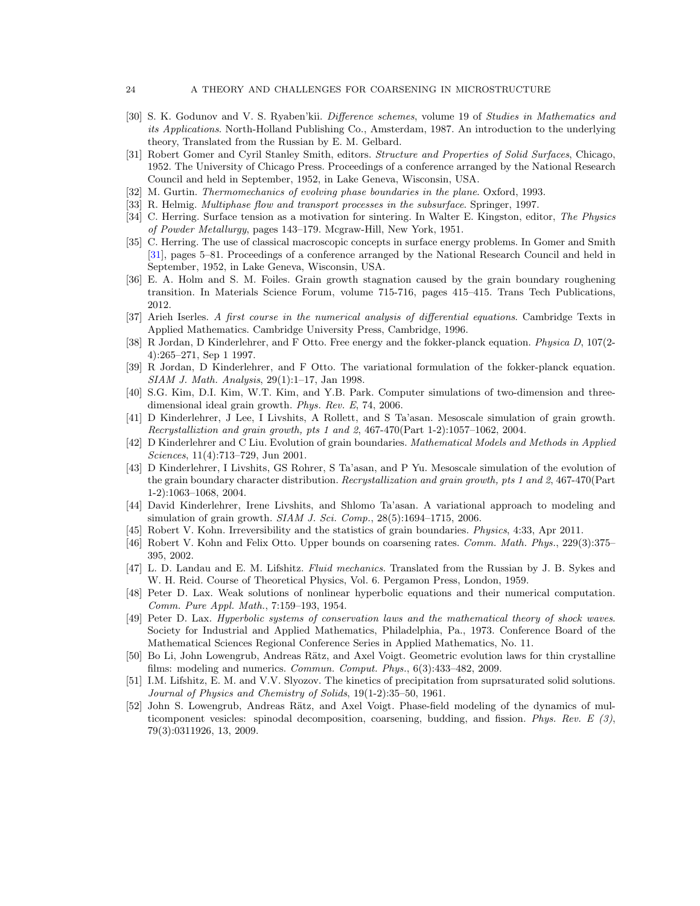[30] S. K. Godunov and V. S. Ryaben'kii. *Difference schemes*, volume 19 of *Studies in Mathematics and its Applications*. North-Holland Publishing Co., Amsterdam, 1987. An introduction to the underlying theory, Translated from the Russian by E. M. Gelbard.

[31] Robert Gomer and Cyril Stanley Smith, editors. *Structure and Properties of Solid Surfaces*, Chicago, 1952. The University of Chicago Press. Proceedings of a conference arranged by the National Research Council and held in September, 1952, in Lake Geneva, Wisconsin, USA.

[32] M. Gurtin. *Thermomechanics of evolving phase boundaries in the plane*. Oxford, 1993.

[33] R. Helmig. *Multiphase flow and transport processes in the subsurface*. Springer, 1997.

[34] C. Herring. Surface tension as a motivation for sintering. In Walter E. Kingston, editor, *The Physics of Powder Metallurgy*, pages 143–179. Mcgraw-Hill, New York, 1951.

[35] C. Herring. The use of classical macroscopic concepts in surface energy problems. In Gomer and Smith [31], pages 5–81. Proceedings of a conference arranged by the National Research Council and held in September, 1952, in Lake Geneva, Wisconsin, USA.

[36] E. A. Holm and S. M. Foiles. Grain growth stagnation caused by the grain boundary roughening transition. In Materials Science Forum, volume 715-716, pages 415–415. Trans Tech Publications, 2012.

[37] Arieh Iserles. *A first course in the numerical analysis of differential equations*. Cambridge Texts in Applied Mathematics. Cambridge University Press, Cambridge, 1996.

[38] R Jordan, D Kinderlehrer, and F Otto. Free energy and the fokker-planck equation. *Physica D*, 107(2-4):265–271, Sep 1 1997.

[39] R Jordan, D Kinderlehrer, and F Otto. The variational formulation of the fokker-planck equation. *SIAM J. Math. Analysis*, 29(1):1–17, Jan 1998.

[40] S.G. Kim, D.I. Kim, W.T. Kim, and Y.B. Park. Computer simulations of two-dimension and three-dimensional ideal grain growth. *Phys. Rev. E*, 74, 2006.

[41] D Kinderlehrer, J Lee, I Livshits, A Rollett, and S Ta'asan. Mesoscale simulation of grain growth. *Recrystalliztion and grain growth, pts 1 and 2*, 467-470(Part 1-2):1057–1062, 2004.

[42] D Kinderlehrer and C Liu. Evolution of grain boundaries. *Mathematical Models and Methods in Applied Sciences*, 11(4):713–729, Jun 2001.

[43] D Kinderlehrer, I Livshits, GS Rohrer, S Ta'asan, and P Yu. Mesoscale simulation of the evolution of the grain boundary character distribution. *Recrystallization and grain growth, pts 1 and 2*, 467-470(Part 1-2):1063–1068, 2004.

[44] David Kinderlehrer, Irene Livshits, and Shlomo Ta'asan. A variational approach to modeling and simulation of grain growth. *SIAM J. Sci. Comp.*, 28(5):1694–1715, 2006.

[45] Robert V. Kohn. Irreversibility and the statistics of grain boundaries. *Physics*, 4:33, Apr 2011.

[46] Robert V. Kohn and Felix Otto. Upper bounds on coarsening rates. *Comm. Math. Phys.*, 229(3):375–395, 2002.

[47] L. D. Landau and E. M. Lifshitz. *Fluid mechanics*. Translated from the Russian by J. B. Sykes and W. H. Reid. Course of Theoretical Physics, Vol. 6. Pergamon Press, London, 1959.

[48] Peter D. Lax. Weak solutions of nonlinear hyperbolic equations and their numerical computation. *Comm. Pure Appl. Math.*, 7:159–193, 1954.

[49] Peter D. Lax. *Hyperbolic systems of conservation laws and the mathematical theory of shock waves*. Society for Industrial and Applied Mathematics, Philadelphia, Pa., 1973. Conference Board of the Mathematical Sciences Regional Conference Series in Applied Mathematics, No. 11.

[50] Bo Li, John Lowengrub, Andreas Rätz, and Axel Voigt. Geometric evolution laws for thin crystalline films: modeling and numerics. *Commun. Comput. Phys.*, 6(3):433–482, 2009.

[51] I.M. Lifshitz, E. M. and V.V. Slyozov. The kinetics of precipitation from suprsaturated solid solutions. *Journal of Physics and Chemistry of Solids*, 19(1-2):35–50, 1961.

[52] John S. Lowengrub, Andreas Rätz, and Axel Voigt. Phase-field modeling of the dynamics of multicomponent vesicles: spinodal decomposition, coarsening, budding, and fission. *Phys. Rev. E (3)*, 79(3):0311926, 13, 2009.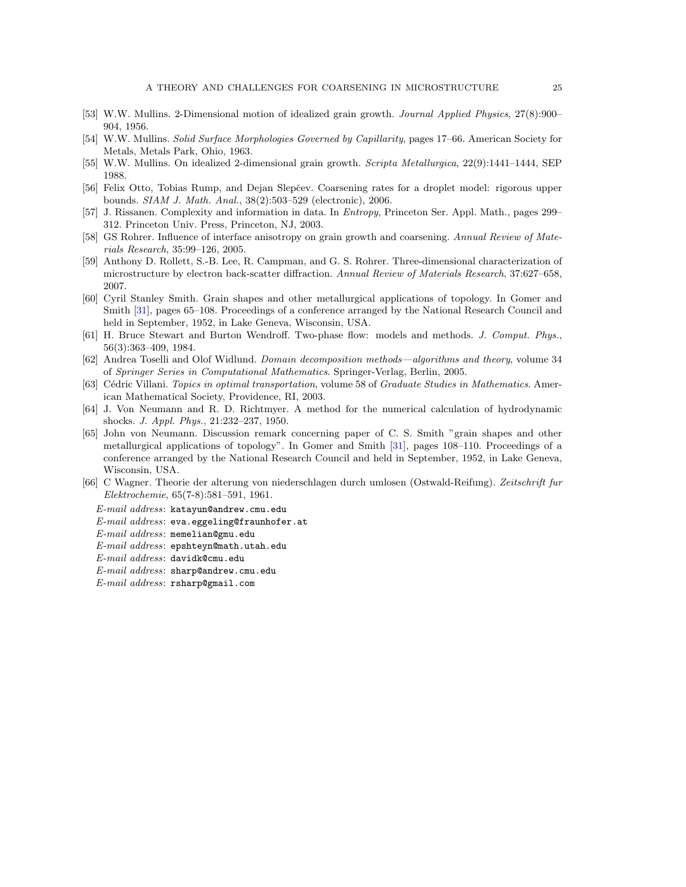[53] W.W. Mullins. 2-Dimensional motion of idealized grain growth. *Journal Applied Physics*, 27(8):900–904, 1956.

[54] W.W. Mullins. *Solid Surface Morphologies Governed by Capillarity*, pages 17–66. American Society for Metals, Metals Park, Ohio, 1963.

[55] W.W. Mullins. On idealized 2-dimensional grain growth. *Scripta Metallurgica*, 22(9):1441–1444, SEP 1988.

[56] Felix Otto, Tobias Rump, and Dejan Slepčev. Coarsening rates for a droplet model: rigorous upper bounds. *SIAM J. Math. Anal.*, 38(2):503–529 (electronic), 2006.

[57] J. Rissanen. Complexity and information in data. In *Entropy*, Princeton Ser. Appl. Math., pages 299–312. Princeton Univ. Press, Princeton, NJ, 2003.

[58] GS Rohrer. Influence of interface anisotropy on grain growth and coarsening. *Annual Review of Materials Research*, 35:99–126, 2005.

[59] Anthony D. Rollett, S.-B. Lee, R. Campman, and G. S. Rohrer. Three-dimensional characterization of microstructure by electron back-scatter diffraction. *Annual Review of Materials Research*, 37:627–658, 2007.

[60] Cyril Stanley Smith. Grain shapes and other metallurgical applications of topology. In Gomer and Smith [31], pages 65–108. Proceedings of a conference arranged by the National Research Council and held in September, 1952, in Lake Geneva, Wisconsin, USA.

[61] H. Bruce Stewart and Burton Wendroff. Two-phase flow: models and methods. *J. Comput. Phys.*, 56(3):363–409, 1984.

[62] Andrea Toselli and Olof Widlund. *Domain decomposition methods—algorithms and theory*, volume 34 of *Springer Series in Computational Mathematics*. Springer-Verlag, Berlin, 2005.

[63] Cédric Villani. *Topics in optimal transportation*, volume 58 of *Graduate Studies in Mathematics*. American Mathematical Society, Providence, RI, 2003.

[64] J. Von Neumann and R. D. Richtmyer. A method for the numerical calculation of hydrodynamic shocks. *J. Appl. Phys.*, 21:232–237, 1950.

[65] John von Neumann. Discussion remark concerning paper of C. S. Smith "grain shapes and other metallurgical applications of topology". In Gomer and Smith [31], pages 108–110. Proceedings of a conference arranged by the National Research Council and held in September, 1952, in Lake Geneva, Wisconsin, USA.

[66] C Wagner. Theorie der alterung von niederschlagen durch umlosen (Ostwald-Reifung). *Zeitschrift fur Elektrochemie*, 65(7-8):581–591, 1961.

*E-mail address*: katayun@andrew.cmu.edu

*E-mail address*: eva.eggeling@fraunhofer.at

*E-mail address*: memelian@gmu.edu

*E-mail address*: epshteyn@math.utah.edu

*E-mail address*: davidk@cmu.edu

*E-mail address*: sharp@andrew.cmu.edu

*E-mail address*: rsharp@gmail.com